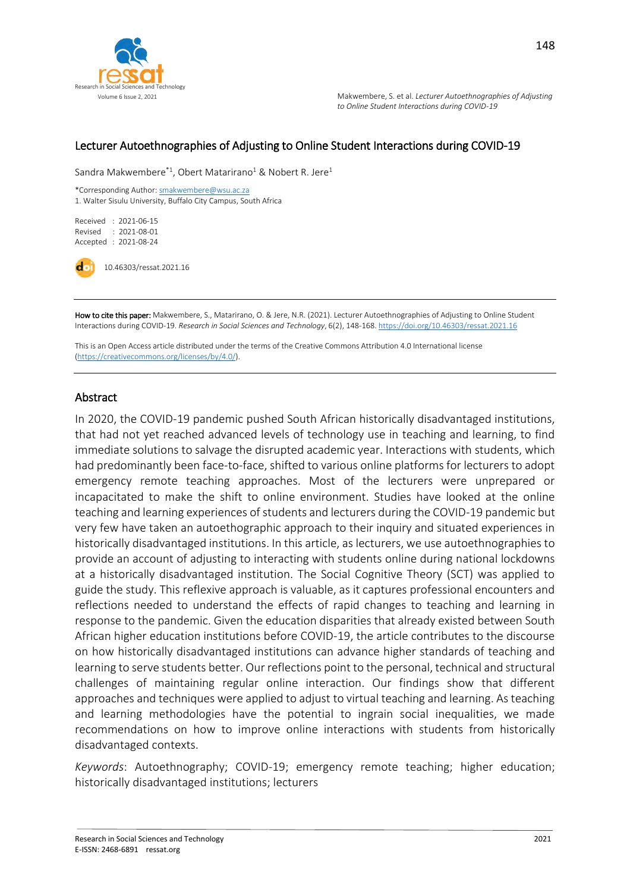# Lecturer Autoethnographies of Adjusting to Online Student Interactions during COVID-19

Sandra Makwembere*[1], Obert Matarirano[1] & Nobert R. Jere[1]

*Corresponding Author: smakwembere@wsu.ac.za

1. Walter Sisulu University, Buffalo City Campus, South Africa

Received : 2021-06-15
Revised : 2021-08-01
Accepted : 2021-08-24

10.46303/ressat.2021.16

**How to cite this paper:** Makwembere, S., Matarirano, O. & Jere, N.R. (2021). Lecturer Autoethnographies of Adjusting to Online Student Interactions during COVID-19. *Research in Social Sciences and Technology*, 6(2), 148-168. https://doi.org/10.46303/ressat.2021.16

This is an Open Access article distributed under the terms of the Creative Commons Attribution 4.0 International license (https://creativecommons.org/licenses/by/4.0/).

## Abstract

In 2020, the COVID-19 pandemic pushed South African historically disadvantaged institutions, that had not yet reached advanced levels of technology use in teaching and learning, to find immediate solutions to salvage the disrupted academic year. Interactions with students, which had predominantly been face-to-face, shifted to various online platforms for lecturers to adopt emergency remote teaching approaches. Most of the lecturers were unprepared or incapacitated to make the shift to online environment. Studies have looked at the online teaching and learning experiences of students and lecturers during the COVID-19 pandemic but very few have taken an autoethographic approach to their inquiry and situated experiences in historically disadvantaged institutions. In this article, as lecturers, we use autoethnographies to provide an account of adjusting to interacting with students online during national lockdowns at a historically disadvantaged institution. The Social Cognitive Theory (SCT) was applied to guide the study. This reflexive approach is valuable, as it captures professional encounters and reflections needed to understand the effects of rapid changes to teaching and learning in response to the pandemic. Given the education disparities that already existed between South African higher education institutions before COVID-19, the article contributes to the discourse on how historically disadvantaged institutions can advance higher standards of teaching and learning to serve students better. Our reflections point to the personal, technical and structural challenges of maintaining regular online interaction. Our findings show that different approaches and techniques were applied to adjust to virtual teaching and learning. As teaching and learning methodologies have the potential to ingrain social inequalities, we made recommendations on how to improve online interactions with students from historically disadvantaged contexts.

*Keywords*: Autoethnography; COVID-19; emergency remote teaching; higher education; historically disadvantaged institutions; lecturers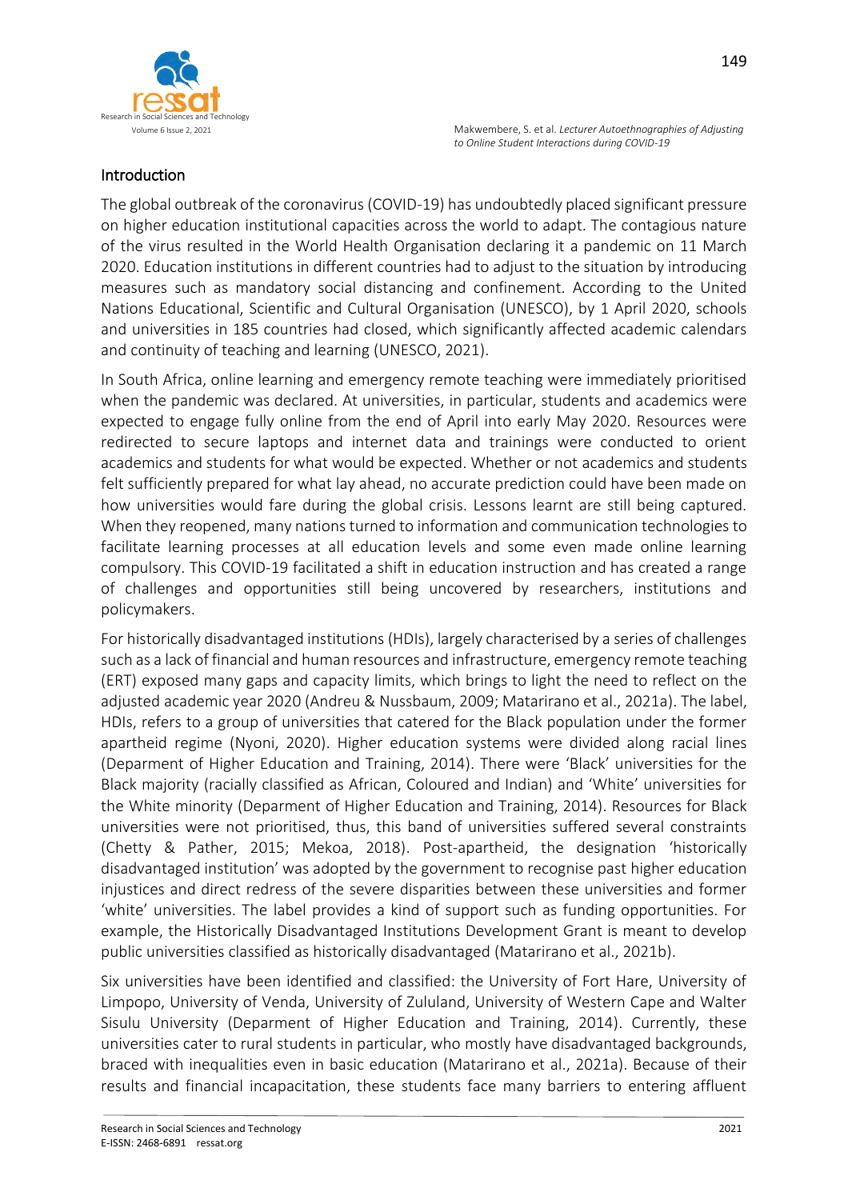## Introduction

The global outbreak of the coronavirus (COVID-19) has undoubtedly placed significant pressure on higher education institutional capacities across the world to adapt. The contagious nature of the virus resulted in the World Health Organisation declaring it a pandemic on 11 March 2020. Education institutions in different countries had to adjust to the situation by introducing measures such as mandatory social distancing and confinement. According to the United Nations Educational, Scientific and Cultural Organisation (UNESCO), by 1 April 2020, schools and universities in 185 countries had closed, which significantly affected academic calendars and continuity of teaching and learning (UNESCO, 2021).

In South Africa, online learning and emergency remote teaching were immediately prioritised when the pandemic was declared. At universities, in particular, students and academics were expected to engage fully online from the end of April into early May 2020. Resources were redirected to secure laptops and internet data and trainings were conducted to orient academics and students for what would be expected. Whether or not academics and students felt sufficiently prepared for what lay ahead, no accurate prediction could have been made on how universities would fare during the global crisis. Lessons learnt are still being captured. When they reopened, many nations turned to information and communication technologies to facilitate learning processes at all education levels and some even made online learning compulsory. This COVID-19 facilitated a shift in education instruction and has created a range of challenges and opportunities still being uncovered by researchers, institutions and policymakers.

For historically disadvantaged institutions (HDIs), largely characterised by a series of challenges such as a lack of financial and human resources and infrastructure, emergency remote teaching (ERT) exposed many gaps and capacity limits, which brings to light the need to reflect on the adjusted academic year 2020 (Andreu & Nussbaum, 2009; Matarirano et al., 2021a). The label, HDIs, refers to a group of universities that catered for the Black population under the former apartheid regime (Nyoni, 2020). Higher education systems were divided along racial lines (Deparment of Higher Education and Training, 2014). There were 'Black' universities for the Black majority (racially classified as African, Coloured and Indian) and 'White' universities for the White minority (Deparment of Higher Education and Training, 2014). Resources for Black universities were not prioritised, thus, this band of universities suffered several constraints (Chetty & Pather, 2015; Mekoa, 2018). Post-apartheid, the designation 'historically disadvantaged institution' was adopted by the government to recognise past higher education injustices and direct redress of the severe disparities between these universities and former 'white' universities. The label provides a kind of support such as funding opportunities. For example, the Historically Disadvantaged Institutions Development Grant is meant to develop public universities classified as historically disadvantaged (Matarirano et al., 2021b).

Six universities have been identified and classified: the University of Fort Hare, University of Limpopo, University of Venda, University of Zululand, University of Western Cape and Walter Sisulu University (Deparment of Higher Education and Training, 2014). Currently, these universities cater to rural students in particular, who mostly have disadvantaged backgrounds, braced with inequalities even in basic education (Matarirano et al., 2021a). Because of their results and financial incapacitation, these students face many barriers to entering affluent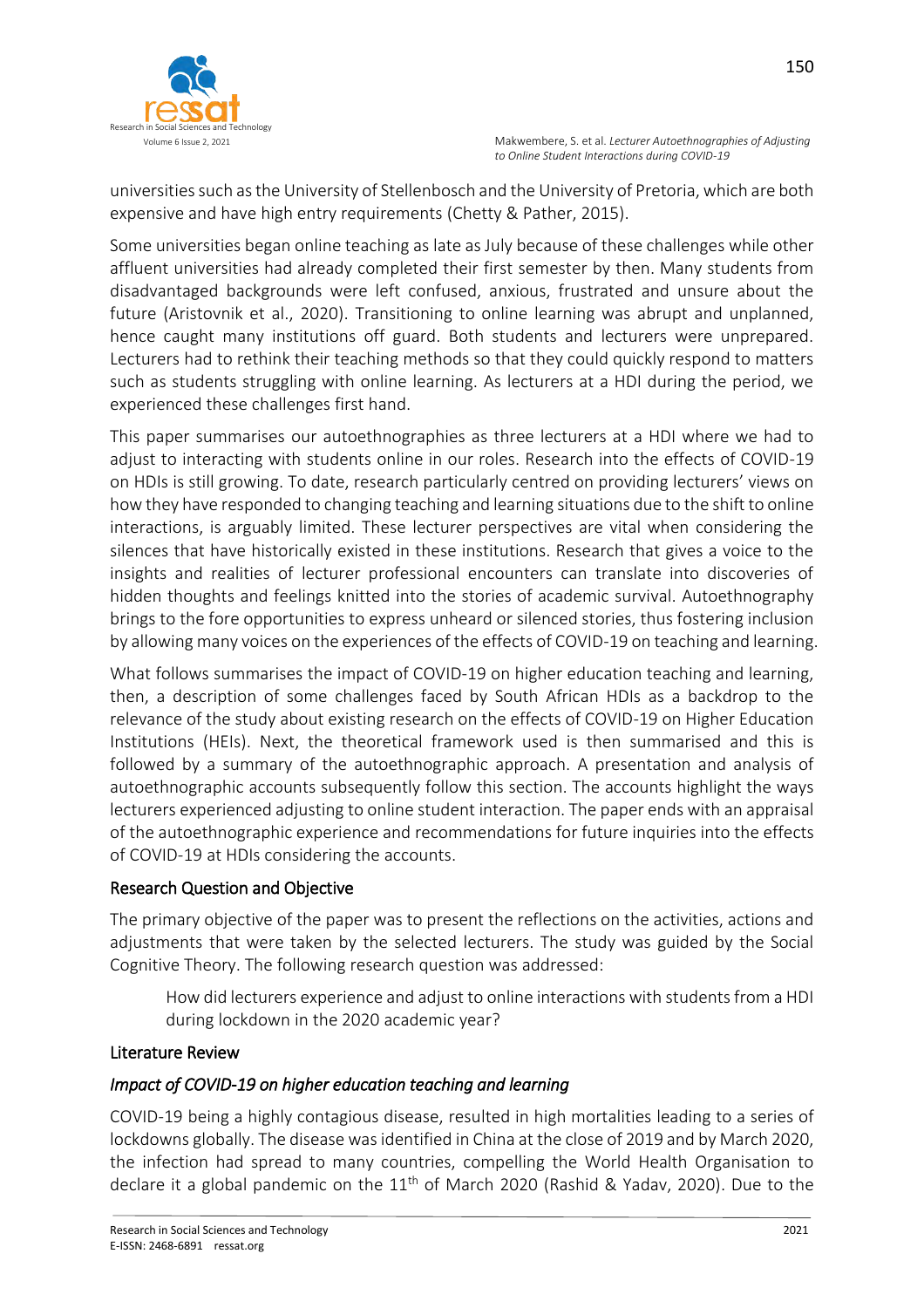universities such as the University of Stellenbosch and the University of Pretoria, which are both expensive and have high entry requirements (Chetty & Pather, 2015).

Some universities began online teaching as late as July because of these challenges while other affluent universities had already completed their first semester by then. Many students from disadvantaged backgrounds were left confused, anxious, frustrated and unsure about the future (Aristovnik et al., 2020). Transitioning to online learning was abrupt and unplanned, hence caught many institutions off guard. Both students and lecturers were unprepared. Lecturers had to rethink their teaching methods so that they could quickly respond to matters such as students struggling with online learning. As lecturers at a HDI during the period, we experienced these challenges first hand.

This paper summarises our autoethnographies as three lecturers at a HDI where we had to adjust to interacting with students online in our roles. Research into the effects of COVID-19 on HDIs is still growing. To date, research particularly centred on providing lecturers' views on how they have responded to changing teaching and learning situations due to the shift to online interactions, is arguably limited. These lecturer perspectives are vital when considering the silences that have historically existed in these institutions. Research that gives a voice to the insights and realities of lecturer professional encounters can translate into discoveries of hidden thoughts and feelings knitted into the stories of academic survival. Autoethnography brings to the fore opportunities to express unheard or silenced stories, thus fostering inclusion by allowing many voices on the experiences of the effects of COVID-19 on teaching and learning.

What follows summarises the impact of COVID-19 on higher education teaching and learning, then, a description of some challenges faced by South African HDIs as a backdrop to the relevance of the study about existing research on the effects of COVID-19 on Higher Education Institutions (HEIs). Next, the theoretical framework used is then summarised and this is followed by a summary of the autoethnographic approach. A presentation and analysis of autoethnographic accounts subsequently follow this section. The accounts highlight the ways lecturers experienced adjusting to online student interaction. The paper ends with an appraisal of the autoethnographic experience and recommendations for future inquiries into the effects of COVID-19 at HDIs considering the accounts.

## Research Question and Objective

The primary objective of the paper was to present the reflections on the activities, actions and adjustments that were taken by the selected lecturers. The study was guided by the Social Cognitive Theory. The following research question was addressed:

> How did lecturers experience and adjust to online interactions with students from a HDI during lockdown in the 2020 academic year?

## Literature Review

### *Impact of COVID-19 on higher education teaching and learning*

COVID-19 being a highly contagious disease, resulted in high mortalities leading to a series of lockdowns globally. The disease was identified in China at the close of 2019 and by March 2020, the infection had spread to many countries, compelling the World Health Organisation to declare it a global pandemic on the 11th of March 2020 (Rashid & Yadav, 2020). Due to the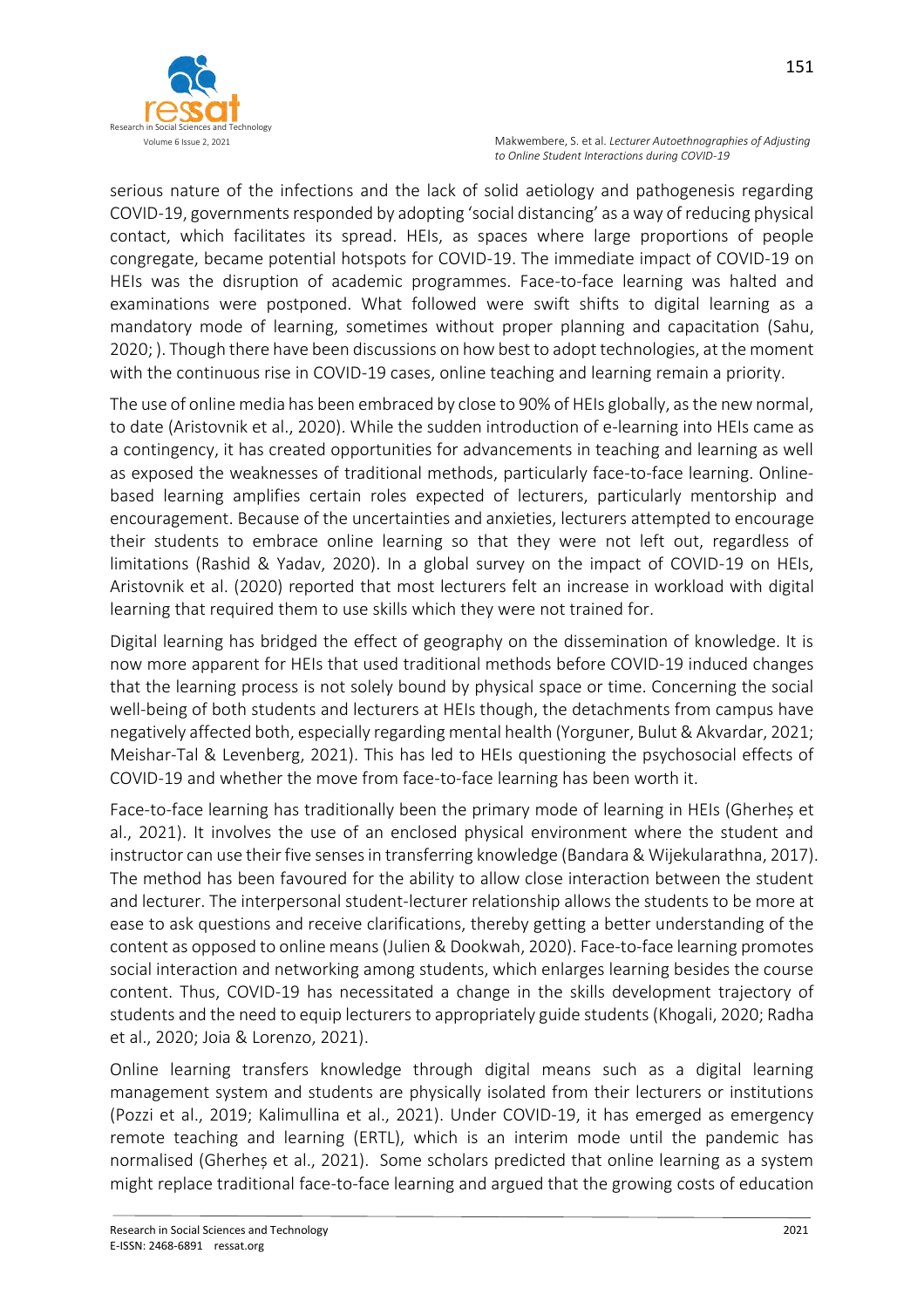serious nature of the infections and the lack of solid aetiology and pathogenesis regarding COVID-19, governments responded by adopting 'social distancing' as a way of reducing physical contact, which facilitates its spread. HEIs, as spaces where large proportions of people congregate, became potential hotspots for COVID-19. The immediate impact of COVID-19 on HEIs was the disruption of academic programmes. Face-to-face learning was halted and examinations were postponed. What followed were swift shifts to digital learning as a mandatory mode of learning, sometimes without proper planning and capacitation (Sahu, 2020; ). Though there have been discussions on how best to adopt technologies, at the moment with the continuous rise in COVID-19 cases, online teaching and learning remain a priority.

The use of online media has been embraced by close to 90% of HEIs globally, as the new normal, to date (Aristovnik et al., 2020). While the sudden introduction of e-learning into HEIs came as a contingency, it has created opportunities for advancements in teaching and learning as well as exposed the weaknesses of traditional methods, particularly face-to-face learning. Online-based learning amplifies certain roles expected of lecturers, particularly mentorship and encouragement. Because of the uncertainties and anxieties, lecturers attempted to encourage their students to embrace online learning so that they were not left out, regardless of limitations (Rashid & Yadav, 2020). In a global survey on the impact of COVID-19 on HEIs, Aristovnik et al. (2020) reported that most lecturers felt an increase in workload with digital learning that required them to use skills which they were not trained for.

Digital learning has bridged the effect of geography on the dissemination of knowledge. It is now more apparent for HEIs that used traditional methods before COVID-19 induced changes that the learning process is not solely bound by physical space or time. Concerning the social well-being of both students and lecturers at HEIs though, the detachments from campus have negatively affected both, especially regarding mental health (Yorguner, Bulut & Akvardar, 2021; Meishar-Tal & Levenberg, 2021). This has led to HEIs questioning the psychosocial effects of COVID-19 and whether the move from face-to-face learning has been worth it.

Face-to-face learning has traditionally been the primary mode of learning in HEIs (Gherheș et al., 2021). It involves the use of an enclosed physical environment where the student and instructor can use their five senses in transferring knowledge (Bandara & Wijekularathna, 2017). The method has been favoured for the ability to allow close interaction between the student and lecturer. The interpersonal student-lecturer relationship allows the students to be more at ease to ask questions and receive clarifications, thereby getting a better understanding of the content as opposed to online means (Julien & Dookwah, 2020). Face-to-face learning promotes social interaction and networking among students, which enlarges learning besides the course content. Thus, COVID-19 has necessitated a change in the skills development trajectory of students and the need to equip lecturers to appropriately guide students (Khogali, 2020; Radha et al., 2020; Joia & Lorenzo, 2021).

Online learning transfers knowledge through digital means such as a digital learning management system and students are physically isolated from their lecturers or institutions (Pozzi et al., 2019; Kalimullina et al., 2021). Under COVID-19, it has emerged as emergency remote teaching and learning (ERTL), which is an interim mode until the pandemic has normalised (Gherheș et al., 2021). Some scholars predicted that online learning as a system might replace traditional face-to-face learning and argued that the growing costs of education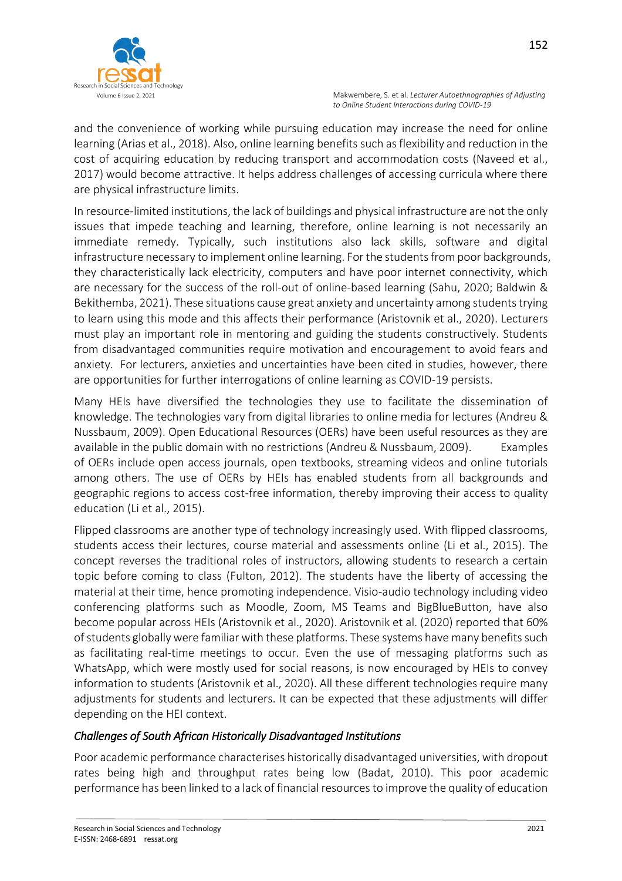and the convenience of working while pursuing education may increase the need for online learning (Arias et al., 2018). Also, online learning benefits such as flexibility and reduction in the cost of acquiring education by reducing transport and accommodation costs (Naveed et al., 2017) would become attractive. It helps address challenges of accessing curricula where there are physical infrastructure limits.

In resource-limited institutions, the lack of buildings and physical infrastructure are not the only issues that impede teaching and learning, therefore, online learning is not necessarily an immediate remedy. Typically, such institutions also lack skills, software and digital infrastructure necessary to implement online learning. For the students from poor backgrounds, they characteristically lack electricity, computers and have poor internet connectivity, which are necessary for the success of the roll-out of online-based learning (Sahu, 2020; Baldwin & Bekithemba, 2021). These situations cause great anxiety and uncertainty among students trying to learn using this mode and this affects their performance (Aristovnik et al., 2020). Lecturers must play an important role in mentoring and guiding the students constructively. Students from disadvantaged communities require motivation and encouragement to avoid fears and anxiety. For lecturers, anxieties and uncertainties have been cited in studies, however, there are opportunities for further interrogations of online learning as COVID-19 persists.

Many HEIs have diversified the technologies they use to facilitate the dissemination of knowledge. The technologies vary from digital libraries to online media for lectures (Andreu & Nussbaum, 2009). Open Educational Resources (OERs) have been useful resources as they are available in the public domain with no restrictions (Andreu & Nussbaum, 2009). Examples of OERs include open access journals, open textbooks, streaming videos and online tutorials among others. The use of OERs by HEIs has enabled students from all backgrounds and geographic regions to access cost-free information, thereby improving their access to quality education (Li et al., 2015).

Flipped classrooms are another type of technology increasingly used. With flipped classrooms, students access their lectures, course material and assessments online (Li et al., 2015). The concept reverses the traditional roles of instructors, allowing students to research a certain topic before coming to class (Fulton, 2012). The students have the liberty of accessing the material at their time, hence promoting independence. Visio-audio technology including video conferencing platforms such as Moodle, Zoom, MS Teams and BigBlueButton, have also become popular across HEIs (Aristovnik et al., 2020). Aristovnik et al. (2020) reported that 60% of students globally were familiar with these platforms. These systems have many benefits such as facilitating real-time meetings to occur. Even the use of messaging platforms such as WhatsApp, which were mostly used for social reasons, is now encouraged by HEIs to convey information to students (Aristovnik et al., 2020). All these different technologies require many adjustments for students and lecturers. It can be expected that these adjustments will differ depending on the HEI context.

### *Challenges of South African Historically Disadvantaged Institutions*

Poor academic performance characterises historically disadvantaged universities, with dropout rates being high and throughput rates being low (Badat, 2010). This poor academic performance has been linked to a lack of financial resources to improve the quality of education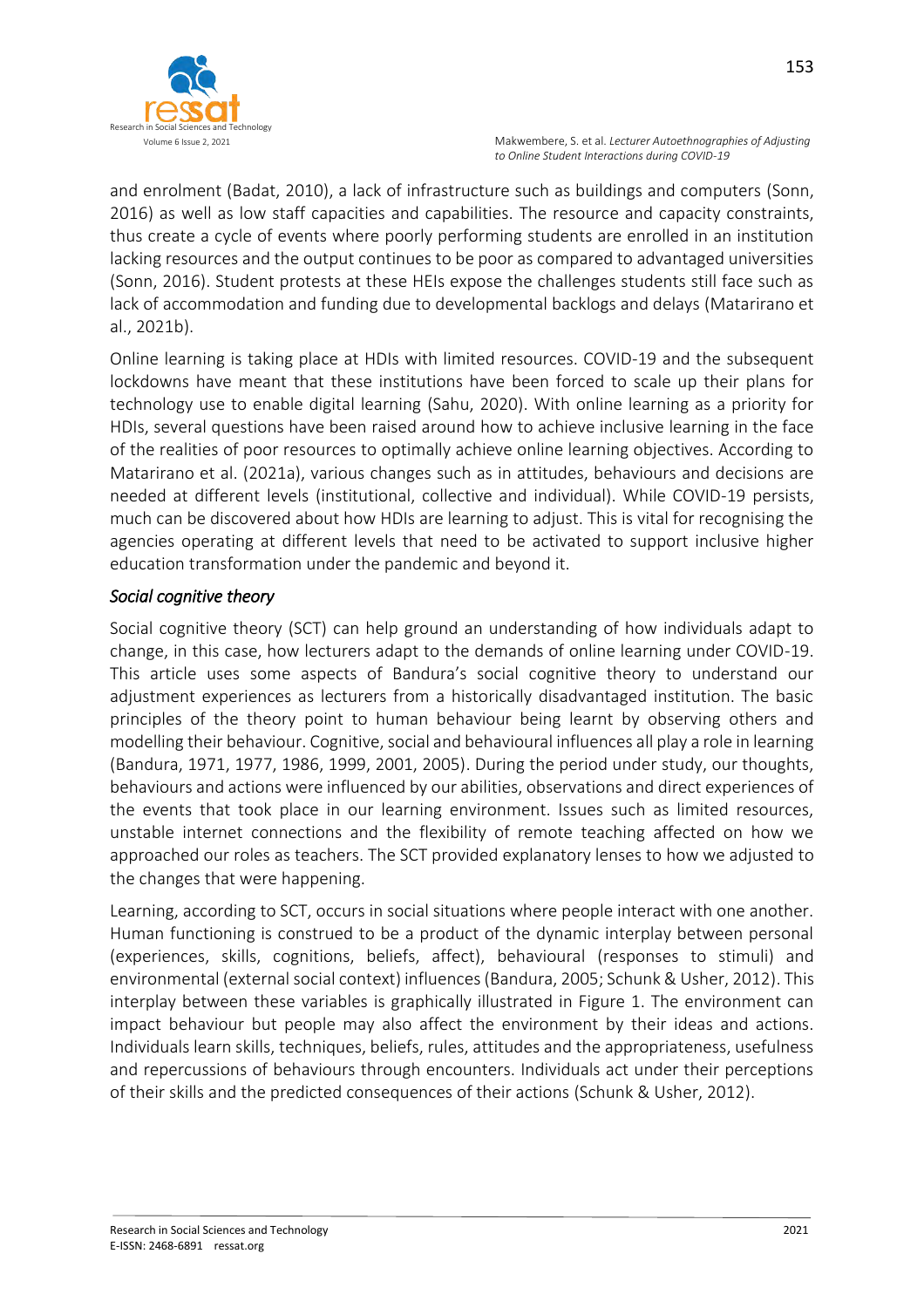and enrolment (Badat, 2010), a lack of infrastructure such as buildings and computers (Sonn, 2016) as well as low staff capacities and capabilities. The resource and capacity constraints, thus create a cycle of events where poorly performing students are enrolled in an institution lacking resources and the output continues to be poor as compared to advantaged universities (Sonn, 2016). Student protests at these HEIs expose the challenges students still face such as lack of accommodation and funding due to developmental backlogs and delays (Matarirano et al., 2021b).

Online learning is taking place at HDIs with limited resources. COVID-19 and the subsequent lockdowns have meant that these institutions have been forced to scale up their plans for technology use to enable digital learning (Sahu, 2020). With online learning as a priority for HDIs, several questions have been raised around how to achieve inclusive learning in the face of the realities of poor resources to optimally achieve online learning objectives. According to Matarirano et al. (2021a), various changes such as in attitudes, behaviours and decisions are needed at different levels (institutional, collective and individual). While COVID-19 persists, much can be discovered about how HDIs are learning to adjust. This is vital for recognising the agencies operating at different levels that need to be activated to support inclusive higher education transformation under the pandemic and beyond it.

### *Social cognitive theory*

Social cognitive theory (SCT) can help ground an understanding of how individuals adapt to change, in this case, how lecturers adapt to the demands of online learning under COVID-19. This article uses some aspects of Bandura's social cognitive theory to understand our adjustment experiences as lecturers from a historically disadvantaged institution. The basic principles of the theory point to human behaviour being learnt by observing others and modelling their behaviour. Cognitive, social and behavioural influences all play a role in learning (Bandura, 1971, 1977, 1986, 1999, 2001, 2005). During the period under study, our thoughts, behaviours and actions were influenced by our abilities, observations and direct experiences of the events that took place in our learning environment. Issues such as limited resources, unstable internet connections and the flexibility of remote teaching affected on how we approached our roles as teachers. The SCT provided explanatory lenses to how we adjusted to the changes that were happening.

Learning, according to SCT, occurs in social situations where people interact with one another. Human functioning is construed to be a product of the dynamic interplay between personal (experiences, skills, cognitions, beliefs, affect), behavioural (responses to stimuli) and environmental (external social context) influences (Bandura, 2005; Schunk & Usher, 2012). This interplay between these variables is graphically illustrated in Figure 1. The environment can impact behaviour but people may also affect the environment by their ideas and actions. Individuals learn skills, techniques, beliefs, rules, attitudes and the appropriateness, usefulness and repercussions of behaviours through encounters. Individuals act under their perceptions of their skills and the predicted consequences of their actions (Schunk & Usher, 2012).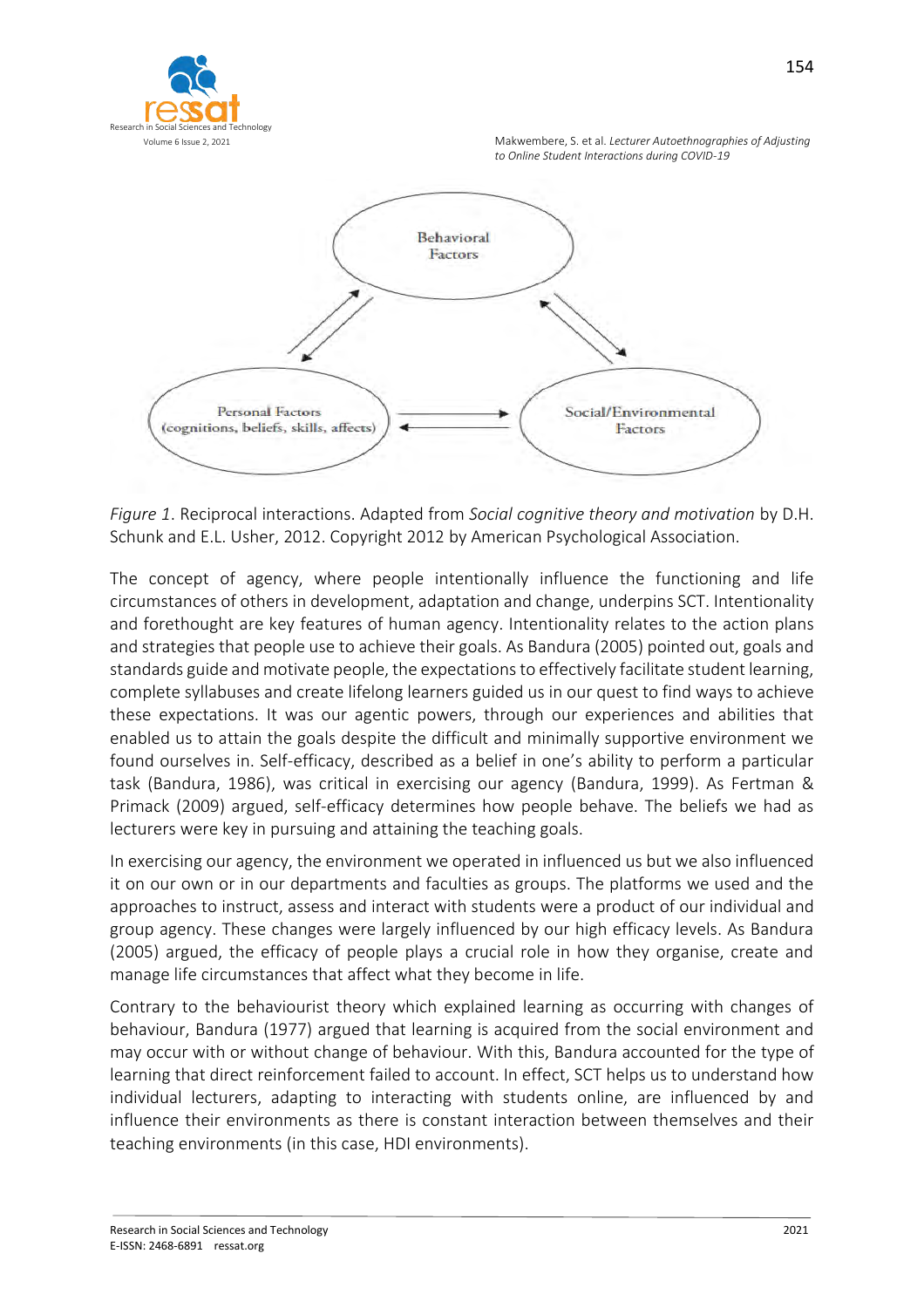Behavioral Factors

Personal Factors (cognitions, beliefs, skills, affects)

Social/Environmental Factors

*Figure 1*. Reciprocal interactions. Adapted from *Social cognitive theory and motivation* by D.H. Schunk and E.L. Usher, 2012. Copyright 2012 by American Psychological Association.

The concept of agency, where people intentionally influence the functioning and life circumstances of others in development, adaptation and change, underpins SCT. Intentionality and forethought are key features of human agency. Intentionality relates to the action plans and strategies that people use to achieve their goals. As Bandura (2005) pointed out, goals and standards guide and motivate people, the expectations to effectively facilitate student learning, complete syllabuses and create lifelong learners guided us in our quest to find ways to achieve these expectations. It was our agentic powers, through our experiences and abilities that enabled us to attain the goals despite the difficult and minimally supportive environment we found ourselves in. Self-efficacy, described as a belief in one's ability to perform a particular task (Bandura, 1986), was critical in exercising our agency (Bandura, 1999). As Fertman & Primack (2009) argued, self-efficacy determines how people behave. The beliefs we had as lecturers were key in pursuing and attaining the teaching goals.

In exercising our agency, the environment we operated in influenced us but we also influenced it on our own or in our departments and faculties as groups. The platforms we used and the approaches to instruct, assess and interact with students were a product of our individual and group agency. These changes were largely influenced by our high efficacy levels. As Bandura (2005) argued, the efficacy of people plays a crucial role in how they organise, create and manage life circumstances that affect what they become in life.

Contrary to the behaviourist theory which explained learning as occurring with changes of behaviour, Bandura (1977) argued that learning is acquired from the social environment and may occur with or without change of behaviour. With this, Bandura accounted for the type of learning that direct reinforcement failed to account. In effect, SCT helps us to understand how individual lecturers, adapting to interacting with students online, are influenced by and influence their environments as there is constant interaction between themselves and their teaching environments (in this case, HDI environments).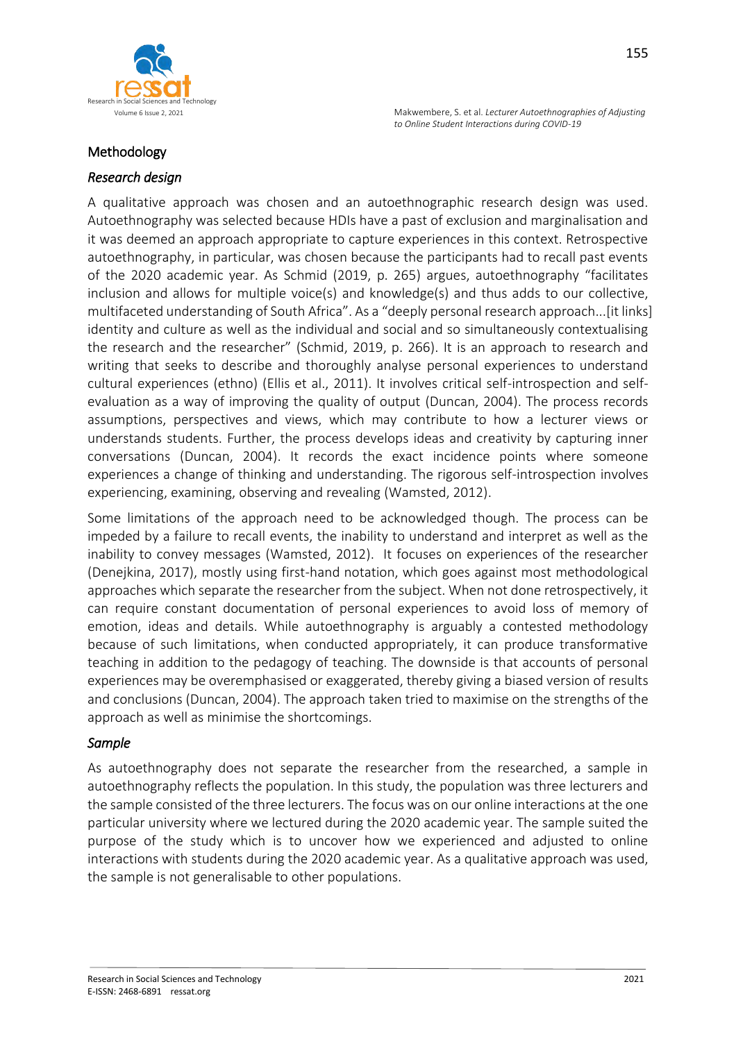## Methodology

### *Research design*

A qualitative approach was chosen and an autoethnographic research design was used. Autoethnography was selected because HDIs have a past of exclusion and marginalisation and it was deemed an approach appropriate to capture experiences in this context. Retrospective autoethnography, in particular, was chosen because the participants had to recall past events of the 2020 academic year. As Schmid (2019, p. 265) argues, autoethnography "facilitates inclusion and allows for multiple voice(s) and knowledge(s) and thus adds to our collective, multifaceted understanding of South Africa". As a "deeply personal research approach...[it links] identity and culture as well as the individual and social and so simultaneously contextualising the research and the researcher" (Schmid, 2019, p. 266). It is an approach to research and writing that seeks to describe and thoroughly analyse personal experiences to understand cultural experiences (ethno) (Ellis et al., 2011). It involves critical self-introspection and self-evaluation as a way of improving the quality of output (Duncan, 2004). The process records assumptions, perspectives and views, which may contribute to how a lecturer views or understands students. Further, the process develops ideas and creativity by capturing inner conversations (Duncan, 2004). It records the exact incidence points where someone experiences a change of thinking and understanding. The rigorous self-introspection involves experiencing, examining, observing and revealing (Wamsted, 2012).

Some limitations of the approach need to be acknowledged though. The process can be impeded by a failure to recall events, the inability to understand and interpret as well as the inability to convey messages (Wamsted, 2012). It focuses on experiences of the researcher (Denejkina, 2017), mostly using first-hand notation, which goes against most methodological approaches which separate the researcher from the subject. When not done retrospectively, it can require constant documentation of personal experiences to avoid loss of memory of emotion, ideas and details. While autoethnography is arguably a contested methodology because of such limitations, when conducted appropriately, it can produce transformative teaching in addition to the pedagogy of teaching. The downside is that accounts of personal experiences may be overemphasised or exaggerated, thereby giving a biased version of results and conclusions (Duncan, 2004). The approach taken tried to maximise on the strengths of the approach as well as minimise the shortcomings.

### *Sample*

As autoethnography does not separate the researcher from the researched, a sample in autoethnography reflects the population. In this study, the population was three lecturers and the sample consisted of the three lecturers. The focus was on our online interactions at the one particular university where we lectured during the 2020 academic year. The sample suited the purpose of the study which is to uncover how we experienced and adjusted to online interactions with students during the 2020 academic year. As a qualitative approach was used, the sample is not generalisable to other populations.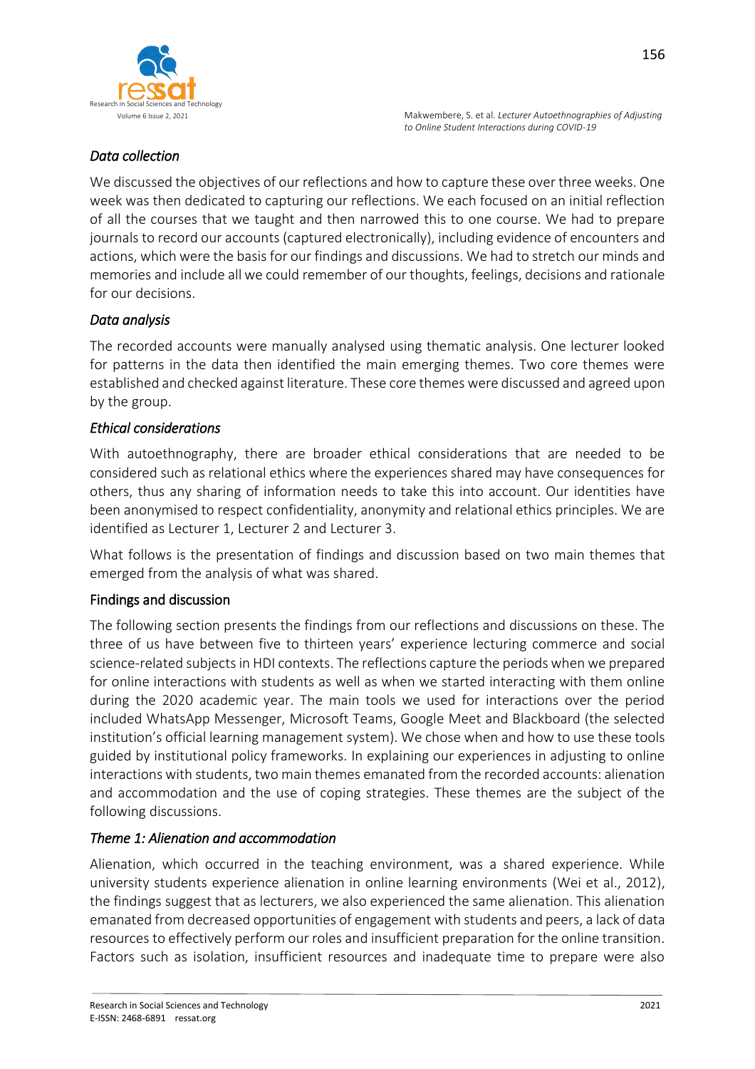### *Data collection*

We discussed the objectives of our reflections and how to capture these over three weeks. One week was then dedicated to capturing our reflections. We each focused on an initial reflection of all the courses that we taught and then narrowed this to one course. We had to prepare journals to record our accounts (captured electronically), including evidence of encounters and actions, which were the basis for our findings and discussions. We had to stretch our minds and memories and include all we could remember of our thoughts, feelings, decisions and rationale for our decisions.

### *Data analysis*

The recorded accounts were manually analysed using thematic analysis. One lecturer looked for patterns in the data then identified the main emerging themes. Two core themes were established and checked against literature. These core themes were discussed and agreed upon by the group.

### *Ethical considerations*

With autoethnography, there are broader ethical considerations that are needed to be considered such as relational ethics where the experiences shared may have consequences for others, thus any sharing of information needs to take this into account. Our identities have been anonymised to respect confidentiality, anonymity and relational ethics principles. We are identified as Lecturer 1, Lecturer 2 and Lecturer 3.

What follows is the presentation of findings and discussion based on two main themes that emerged from the analysis of what was shared.

## Findings and discussion

The following section presents the findings from our reflections and discussions on these. The three of us have between five to thirteen years' experience lecturing commerce and social science-related subjects in HDI contexts. The reflections capture the periods when we prepared for online interactions with students as well as when we started interacting with them online during the 2020 academic year. The main tools we used for interactions over the period included WhatsApp Messenger, Microsoft Teams, Google Meet and Blackboard (the selected institution's official learning management system). We chose when and how to use these tools guided by institutional policy frameworks. In explaining our experiences in adjusting to online interactions with students, two main themes emanated from the recorded accounts: alienation and accommodation and the use of coping strategies. These themes are the subject of the following discussions.

### *Theme 1: Alienation and accommodation*

Alienation, which occurred in the teaching environment, was a shared experience. While university students experience alienation in online learning environments (Wei et al., 2012), the findings suggest that as lecturers, we also experienced the same alienation. This alienation emanated from decreased opportunities of engagement with students and peers, a lack of data resources to effectively perform our roles and insufficient preparation for the online transition. Factors such as isolation, insufficient resources and inadequate time to prepare were also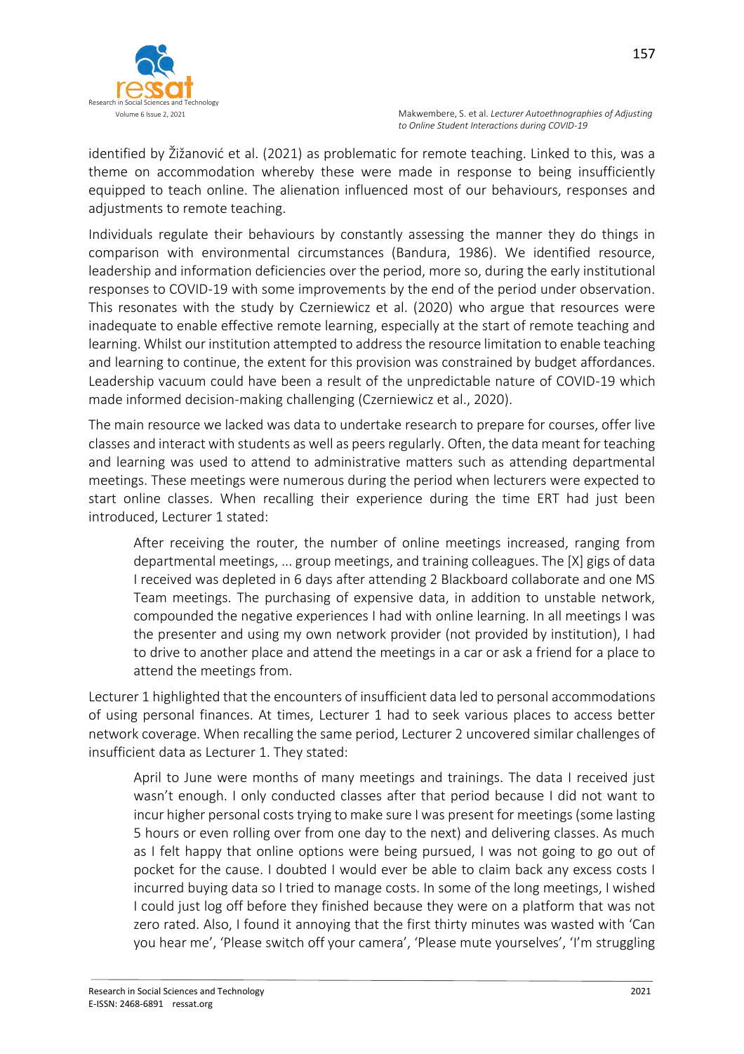identified by Žižanović et al. (2021) as problematic for remote teaching. Linked to this, was a theme on accommodation whereby these were made in response to being insufficiently equipped to teach online. The alienation influenced most of our behaviours, responses and adjustments to remote teaching.

Individuals regulate their behaviours by constantly assessing the manner they do things in comparison with environmental circumstances (Bandura, 1986). We identified resource, leadership and information deficiencies over the period, more so, during the early institutional responses to COVID-19 with some improvements by the end of the period under observation. This resonates with the study by Czerniewicz et al. (2020) who argue that resources were inadequate to enable effective remote learning, especially at the start of remote teaching and learning. Whilst our institution attempted to address the resource limitation to enable teaching and learning to continue, the extent for this provision was constrained by budget affordances. Leadership vacuum could have been a result of the unpredictable nature of COVID-19 which made informed decision-making challenging (Czerniewicz et al., 2020).

The main resource we lacked was data to undertake research to prepare for courses, offer live classes and interact with students as well as peers regularly. Often, the data meant for teaching and learning was used to attend to administrative matters such as attending departmental meetings. These meetings were numerous during the period when lecturers were expected to start online classes. When recalling their experience during the time ERT had just been introduced, Lecturer 1 stated:

> After receiving the router, the number of online meetings increased, ranging from departmental meetings, ... group meetings, and training colleagues. The [X] gigs of data I received was depleted in 6 days after attending 2 Blackboard collaborate and one MS Team meetings. The purchasing of expensive data, in addition to unstable network, compounded the negative experiences I had with online learning. In all meetings I was the presenter and using my own network provider (not provided by institution), I had to drive to another place and attend the meetings in a car or ask a friend for a place to attend the meetings from.

Lecturer 1 highlighted that the encounters of insufficient data led to personal accommodations of using personal finances. At times, Lecturer 1 had to seek various places to access better network coverage. When recalling the same period, Lecturer 2 uncovered similar challenges of insufficient data as Lecturer 1. They stated:

> April to June were months of many meetings and trainings. The data I received just wasn't enough. I only conducted classes after that period because I did not want to incur higher personal costs trying to make sure I was present for meetings (some lasting 5 hours or even rolling over from one day to the next) and delivering classes. As much as I felt happy that online options were being pursued, I was not going to go out of pocket for the cause. I doubted I would ever be able to claim back any excess costs I incurred buying data so I tried to manage costs. In some of the long meetings, I wished I could just log off before they finished because they were on a platform that was not zero rated. Also, I found it annoying that the first thirty minutes was wasted with 'Can you hear me', 'Please switch off your camera', 'Please mute yourselves', 'I'm struggling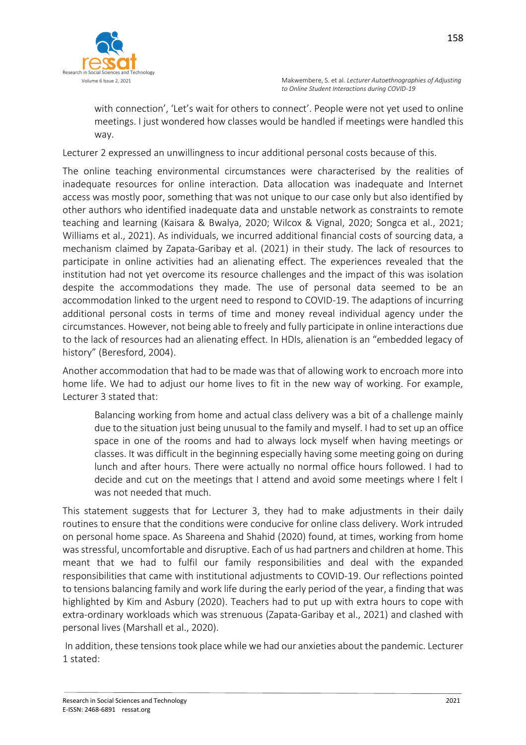> with connection', 'Let's wait for others to connect'. People were not yet used to online meetings. I just wondered how classes would be handled if meetings were handled this way.

Lecturer 2 expressed an unwillingness to incur additional personal costs because of this.

The online teaching environmental circumstances were characterised by the realities of inadequate resources for online interaction. Data allocation was inadequate and Internet access was mostly poor, something that was not unique to our case only but also identified by other authors who identified inadequate data and unstable network as constraints to remote teaching and learning (Kaisara & Bwalya, 2020; Wilcox & Vignal, 2020; Songca et al., 2021; Williams et al., 2021). As individuals, we incurred additional financial costs of sourcing data, a mechanism claimed by Zapata-Garibay et al. (2021) in their study. The lack of resources to participate in online activities had an alienating effect. The experiences revealed that the institution had not yet overcome its resource challenges and the impact of this was isolation despite the accommodations they made. The use of personal data seemed to be an accommodation linked to the urgent need to respond to COVID-19. The adaptions of incurring additional personal costs in terms of time and money reveal individual agency under the circumstances. However, not being able to freely and fully participate in online interactions due to the lack of resources had an alienating effect. In HDIs, alienation is an "embedded legacy of history" (Beresford, 2004).

Another accommodation that had to be made was that of allowing work to encroach more into home life. We had to adjust our home lives to fit in the new way of working. For example, Lecturer 3 stated that:

> Balancing working from home and actual class delivery was a bit of a challenge mainly due to the situation just being unusual to the family and myself. I had to set up an office space in one of the rooms and had to always lock myself when having meetings or classes. It was difficult in the beginning especially having some meeting going on during lunch and after hours. There were actually no normal office hours followed. I had to decide and cut on the meetings that I attend and avoid some meetings where I felt I was not needed that much.

This statement suggests that for Lecturer 3, they had to make adjustments in their daily routines to ensure that the conditions were conducive for online class delivery. Work intruded on personal home space. As Shareena and Shahid (2020) found, at times, working from home was stressful, uncomfortable and disruptive. Each of us had partners and children at home. This meant that we had to fulfil our family responsibilities and deal with the expanded responsibilities that came with institutional adjustments to COVID-19. Our reflections pointed to tensions balancing family and work life during the early period of the year, a finding that was highlighted by Kim and Asbury (2020). Teachers had to put up with extra hours to cope with extra-ordinary workloads which was strenuous (Zapata-Garibay et al., 2021) and clashed with personal lives (Marshall et al., 2020).

In addition, these tensions took place while we had our anxieties about the pandemic. Lecturer 1 stated: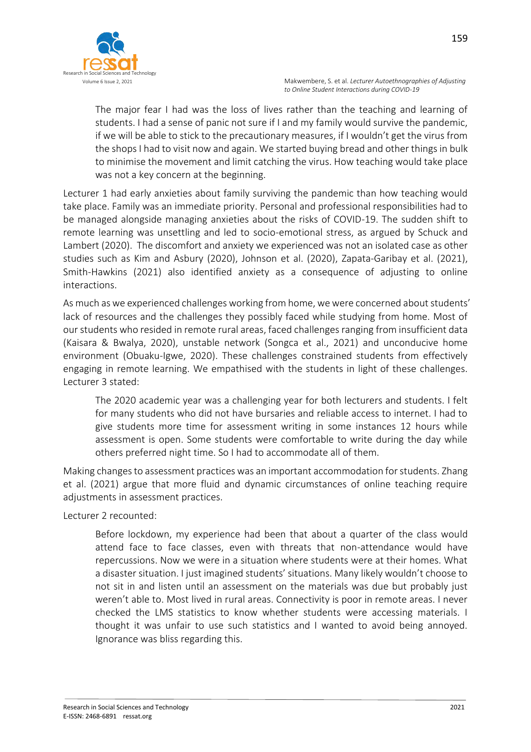> The major fear I had was the loss of lives rather than the teaching and learning of students. I had a sense of panic not sure if I and my family would survive the pandemic, if we will be able to stick to the precautionary measures, if I wouldn't get the virus from the shops I had to visit now and again. We started buying bread and other things in bulk to minimise the movement and limit catching the virus. How teaching would take place was not a key concern at the beginning.

Lecturer 1 had early anxieties about family surviving the pandemic than how teaching would take place. Family was an immediate priority. Personal and professional responsibilities had to be managed alongside managing anxieties about the risks of COVID-19. The sudden shift to remote learning was unsettling and led to socio-emotional stress, as argued by Schuck and Lambert (2020). The discomfort and anxiety we experienced was not an isolated case as other studies such as Kim and Asbury (2020), Johnson et al. (2020), Zapata-Garibay et al. (2021), Smith-Hawkins (2021) also identified anxiety as a consequence of adjusting to online interactions.

As much as we experienced challenges working from home, we were concerned about students' lack of resources and the challenges they possibly faced while studying from home. Most of our students who resided in remote rural areas, faced challenges ranging from insufficient data (Kaisara & Bwalya, 2020), unstable network (Songca et al., 2021) and unconducive home environment (Obuaku-Igwe, 2020). These challenges constrained students from effectively engaging in remote learning. We empathised with the students in light of these challenges. Lecturer 3 stated:

> The 2020 academic year was a challenging year for both lecturers and students. I felt for many students who did not have bursaries and reliable access to internet. I had to give students more time for assessment writing in some instances 12 hours while assessment is open. Some students were comfortable to write during the day while others preferred night time. So I had to accommodate all of them.

Making changes to assessment practices was an important accommodation for students. Zhang et al. (2021) argue that more fluid and dynamic circumstances of online teaching require adjustments in assessment practices.

Lecturer 2 recounted:

> Before lockdown, my experience had been that about a quarter of the class would attend face to face classes, even with threats that non-attendance would have repercussions. Now we were in a situation where students were at their homes. What a disaster situation. I just imagined students' situations. Many likely wouldn't choose to not sit in and listen until an assessment on the materials was due but probably just weren't able to. Most lived in rural areas. Connectivity is poor in remote areas. I never checked the LMS statistics to know whether students were accessing materials. I thought it was unfair to use such statistics and I wanted to avoid being annoyed. Ignorance was bliss regarding this.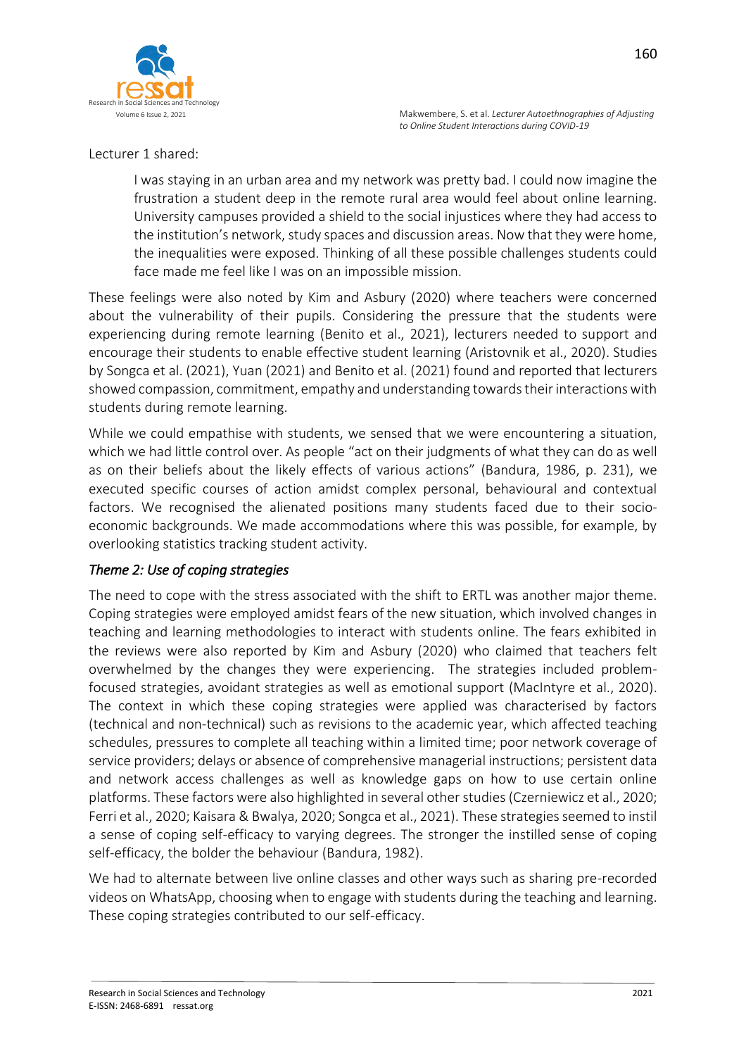Lecturer 1 shared:

> I was staying in an urban area and my network was pretty bad. I could now imagine the frustration a student deep in the remote rural area would feel about online learning. University campuses provided a shield to the social injustices where they had access to the institution's network, study spaces and discussion areas. Now that they were home, the inequalities were exposed. Thinking of all these possible challenges students could face made me feel like I was on an impossible mission.

These feelings were also noted by Kim and Asbury (2020) where teachers were concerned about the vulnerability of their pupils. Considering the pressure that the students were experiencing during remote learning (Benito et al., 2021), lecturers needed to support and encourage their students to enable effective student learning (Aristovnik et al., 2020). Studies by Songca et al. (2021), Yuan (2021) and Benito et al. (2021) found and reported that lecturers showed compassion, commitment, empathy and understanding towards their interactions with students during remote learning.

While we could empathise with students, we sensed that we were encountering a situation, which we had little control over. As people "act on their judgments of what they can do as well as on their beliefs about the likely effects of various actions" (Bandura, 1986, p. 231), we executed specific courses of action amidst complex personal, behavioural and contextual factors. We recognised the alienated positions many students faced due to their socio-economic backgrounds. We made accommodations where this was possible, for example, by overlooking statistics tracking student activity.

### *Theme 2: Use of coping strategies*

The need to cope with the stress associated with the shift to ERTL was another major theme. Coping strategies were employed amidst fears of the new situation, which involved changes in teaching and learning methodologies to interact with students online. The fears exhibited in the reviews were also reported by Kim and Asbury (2020) who claimed that teachers felt overwhelmed by the changes they were experiencing. The strategies included problem-focused strategies, avoidant strategies as well as emotional support (MacIntyre et al., 2020). The context in which these coping strategies were applied was characterised by factors (technical and non-technical) such as revisions to the academic year, which affected teaching schedules, pressures to complete all teaching within a limited time; poor network coverage of service providers; delays or absence of comprehensive managerial instructions; persistent data and network access challenges as well as knowledge gaps on how to use certain online platforms. These factors were also highlighted in several other studies (Czerniewicz et al., 2020; Ferri et al., 2020; Kaisara & Bwalya, 2020; Songca et al., 2021). These strategies seemed to instil a sense of coping self-efficacy to varying degrees. The stronger the instilled sense of coping self-efficacy, the bolder the behaviour (Bandura, 1982).

We had to alternate between live online classes and other ways such as sharing pre-recorded videos on WhatsApp, choosing when to engage with students during the teaching and learning. These coping strategies contributed to our self-efficacy.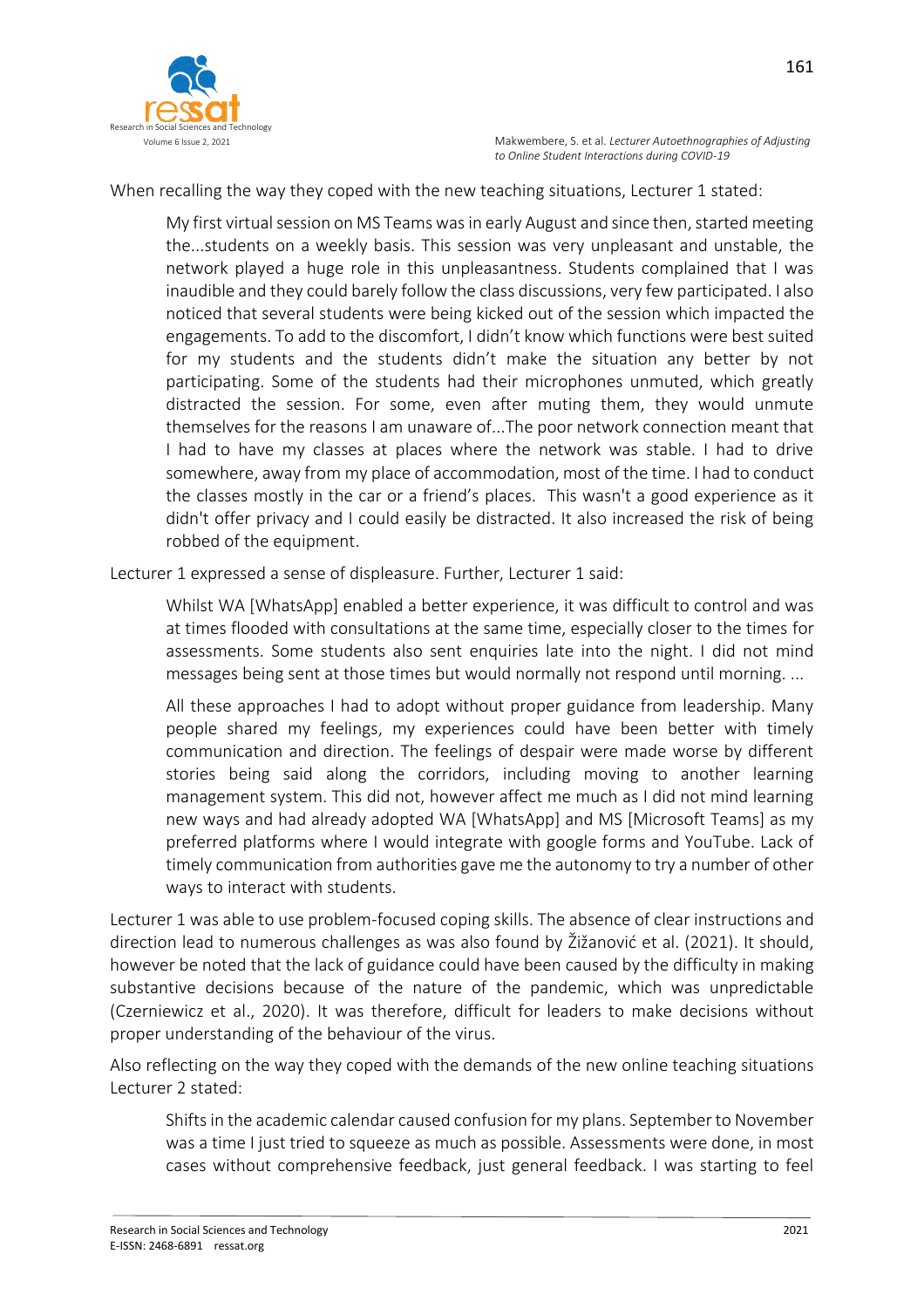When recalling the way they coped with the new teaching situations, Lecturer 1 stated:

> My first virtual session on MS Teams was in early August and since then, started meeting the...students on a weekly basis. This session was very unpleasant and unstable, the network played a huge role in this unpleasantness. Students complained that I was inaudible and they could barely follow the class discussions, very few participated. I also noticed that several students were being kicked out of the session which impacted the engagements. To add to the discomfort, I didn't know which functions were best suited for my students and the students didn't make the situation any better by not participating. Some of the students had their microphones unmuted, which greatly distracted the session. For some, even after muting them, they would unmute themselves for the reasons I am unaware of...The poor network connection meant that I had to have my classes at places where the network was stable. I had to drive somewhere, away from my place of accommodation, most of the time. I had to conduct the classes mostly in the car or a friend's places. This wasn't a good experience as it didn't offer privacy and I could easily be distracted. It also increased the risk of being robbed of the equipment.

Lecturer 1 expressed a sense of displeasure. Further, Lecturer 1 said:

> Whilst WA [WhatsApp] enabled a better experience, it was difficult to control and was at times flooded with consultations at the same time, especially closer to the times for assessments. Some students also sent enquiries late into the night. I did not mind messages being sent at those times but would normally not respond until morning. ...
>
> All these approaches I had to adopt without proper guidance from leadership. Many people shared my feelings, my experiences could have been better with timely communication and direction. The feelings of despair were made worse by different stories being said along the corridors, including moving to another learning management system. This did not, however affect me much as I did not mind learning new ways and had already adopted WA [WhatsApp] and MS [Microsoft Teams] as my preferred platforms where I would integrate with google forms and YouTube. Lack of timely communication from authorities gave me the autonomy to try a number of other ways to interact with students.

Lecturer 1 was able to use problem-focused coping skills. The absence of clear instructions and direction lead to numerous challenges as was also found by Žižanović et al. (2021). It should, however be noted that the lack of guidance could have been caused by the difficulty in making substantive decisions because of the nature of the pandemic, which was unpredictable (Czerniewicz et al., 2020). It was therefore, difficult for leaders to make decisions without proper understanding of the behaviour of the virus.

Also reflecting on the way they coped with the demands of the new online teaching situations Lecturer 2 stated:

> Shifts in the academic calendar caused confusion for my plans. September to November was a time I just tried to squeeze as much as possible. Assessments were done, in most cases without comprehensive feedback, just general feedback. I was starting to feel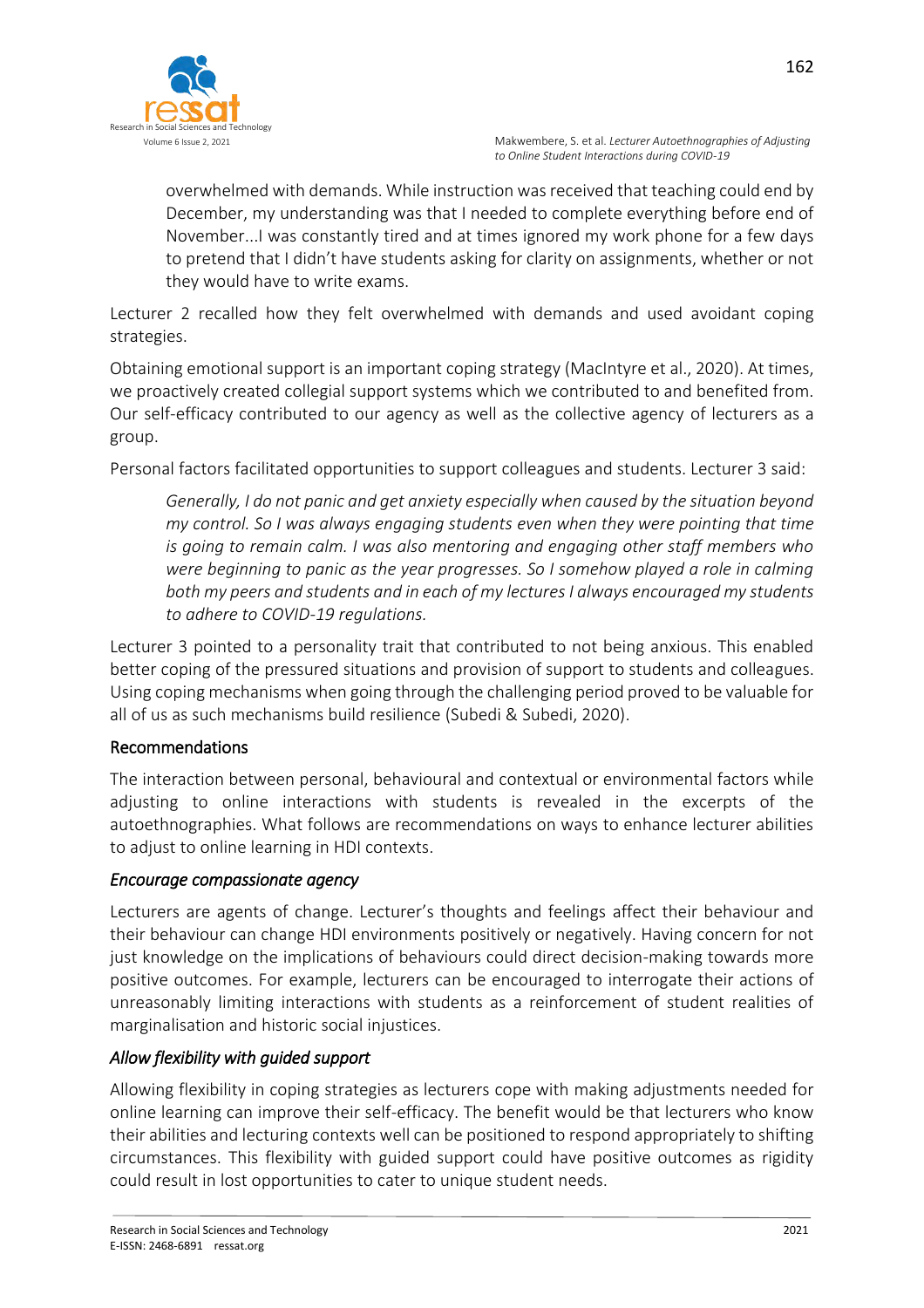overwhelmed with demands. While instruction was received that teaching could end by December, my understanding was that I needed to complete everything before end of November...I was constantly tired and at times ignored my work phone for a few days to pretend that I didn't have students asking for clarity on assignments, whether or not they would have to write exams.

Lecturer 2 recalled how they felt overwhelmed with demands and used avoidant coping strategies.

Obtaining emotional support is an important coping strategy (MacIntyre et al., 2020). At times, we proactively created collegial support systems which we contributed to and benefited from. Our self-efficacy contributed to our agency as well as the collective agency of lecturers as a group.

Personal factors facilitated opportunities to support colleagues and students. Lecturer 3 said:

> *Generally, I do not panic and get anxiety especially when caused by the situation beyond my control. So I was always engaging students even when they were pointing that time is going to remain calm. I was also mentoring and engaging other staff members who were beginning to panic as the year progresses. So I somehow played a role in calming both my peers and students and in each of my lectures I always encouraged my students to adhere to COVID-19 regulations.*

Lecturer 3 pointed to a personality trait that contributed to not being anxious. This enabled better coping of the pressured situations and provision of support to students and colleagues. Using coping mechanisms when going through the challenging period proved to be valuable for all of us as such mechanisms build resilience (Subedi & Subedi, 2020).

## Recommendations

The interaction between personal, behavioural and contextual or environmental factors while adjusting to online interactions with students is revealed in the excerpts of the autoethnographies. What follows are recommendations on ways to enhance lecturer abilities to adjust to online learning in HDI contexts.

### *Encourage compassionate agency*

Lecturers are agents of change. Lecturer's thoughts and feelings affect their behaviour and their behaviour can change HDI environments positively or negatively. Having concern for not just knowledge on the implications of behaviours could direct decision-making towards more positive outcomes. For example, lecturers can be encouraged to interrogate their actions of unreasonably limiting interactions with students as a reinforcement of student realities of marginalisation and historic social injustices.

### *Allow flexibility with guided support*

Allowing flexibility in coping strategies as lecturers cope with making adjustments needed for online learning can improve their self-efficacy. The benefit would be that lecturers who know their abilities and lecturing contexts well can be positioned to respond appropriately to shifting circumstances. This flexibility with guided support could have positive outcomes as rigidity could result in lost opportunities to cater to unique student needs.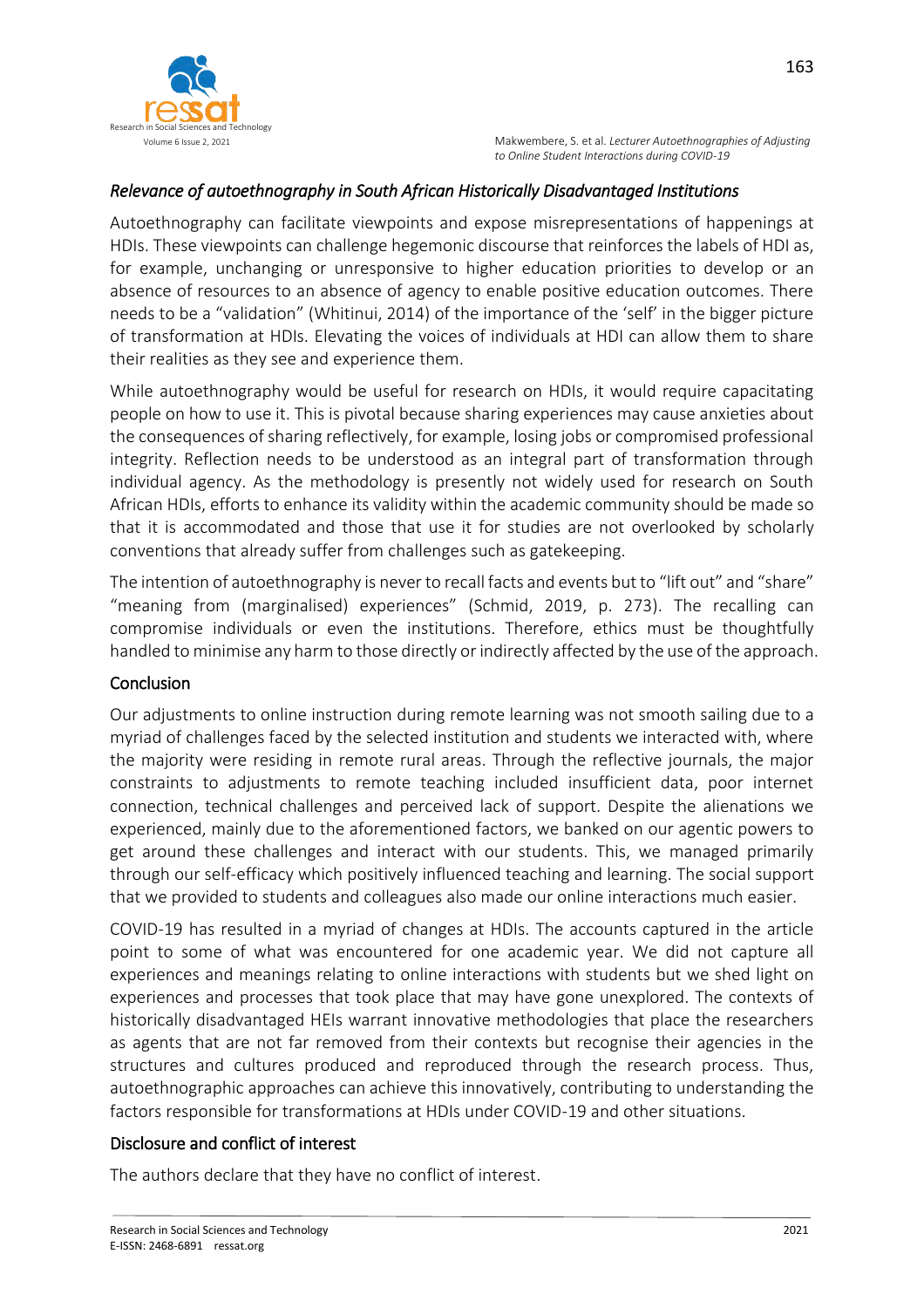### *Relevance of autoethnography in South African Historically Disadvantaged Institutions*

Autoethnography can facilitate viewpoints and expose misrepresentations of happenings at HDIs. These viewpoints can challenge hegemonic discourse that reinforces the labels of HDI as, for example, unchanging or unresponsive to higher education priorities to develop or an absence of resources to an absence of agency to enable positive education outcomes. There needs to be a "validation" (Whitinui, 2014) of the importance of the 'self' in the bigger picture of transformation at HDIs. Elevating the voices of individuals at HDI can allow them to share their realities as they see and experience them.

While autoethnography would be useful for research on HDIs, it would require capacitating people on how to use it. This is pivotal because sharing experiences may cause anxieties about the consequences of sharing reflectively, for example, losing jobs or compromised professional integrity. Reflection needs to be understood as an integral part of transformation through individual agency. As the methodology is presently not widely used for research on South African HDIs, efforts to enhance its validity within the academic community should be made so that it is accommodated and those that use it for studies are not overlooked by scholarly conventions that already suffer from challenges such as gatekeeping.

The intention of autoethnography is never to recall facts and events but to "lift out" and "share" "meaning from (marginalised) experiences" (Schmid, 2019, p. 273). The recalling can compromise individuals or even the institutions. Therefore, ethics must be thoughtfully handled to minimise any harm to those directly or indirectly affected by the use of the approach.

## Conclusion

Our adjustments to online instruction during remote learning was not smooth sailing due to a myriad of challenges faced by the selected institution and students we interacted with, where the majority were residing in remote rural areas. Through the reflective journals, the major constraints to adjustments to remote teaching included insufficient data, poor internet connection, technical challenges and perceived lack of support. Despite the alienations we experienced, mainly due to the aforementioned factors, we banked on our agentic powers to get around these challenges and interact with our students. This, we managed primarily through our self-efficacy which positively influenced teaching and learning. The social support that we provided to students and colleagues also made our online interactions much easier.

COVID-19 has resulted in a myriad of changes at HDIs. The accounts captured in the article point to some of what was encountered for one academic year. We did not capture all experiences and meanings relating to online interactions with students but we shed light on experiences and processes that took place that may have gone unexplored. The contexts of historically disadvantaged HEIs warrant innovative methodologies that place the researchers as agents that are not far removed from their contexts but recognise their agencies in the structures and cultures produced and reproduced through the research process. Thus, autoethnographic approaches can achieve this innovatively, contributing to understanding the factors responsible for transformations at HDIs under COVID-19 and other situations.

## Disclosure and conflict of interest

The authors declare that they have no conflict of interest.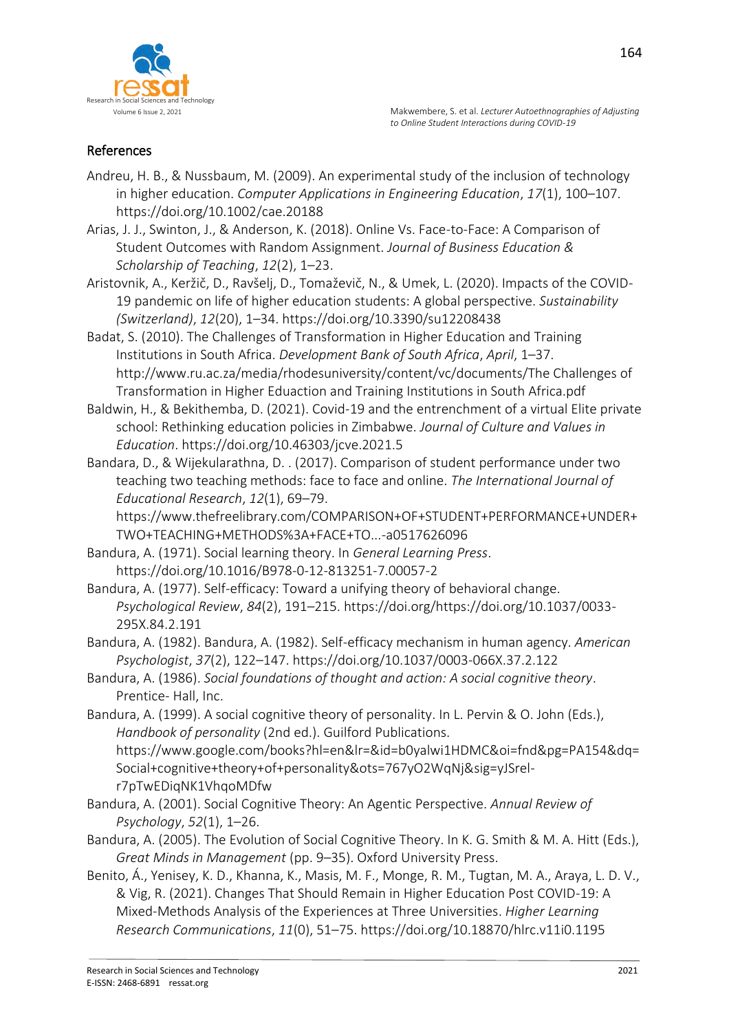## References

Andreu, H. B., & Nussbaum, M. (2009). An experimental study of the inclusion of technology in higher education. *Computer Applications in Engineering Education*, *17*(1), 100–107. https://doi.org/10.1002/cae.20188

Arias, J. J., Swinton, J., & Anderson, K. (2018). Online Vs. Face-to-Face: A Comparison of Student Outcomes with Random Assignment. *Journal of Business Education & Scholarship of Teaching*, *12*(2), 1–23.

Aristovnik, A., Keržič, D., Ravšelj, D., Tomaževič, N., & Umek, L. (2020). Impacts of the COVID-19 pandemic on life of higher education students: A global perspective. *Sustainability (Switzerland)*, *12*(20), 1–34. https://doi.org/10.3390/su12208438

Badat, S. (2010). The Challenges of Transformation in Higher Education and Training Institutions in South Africa. *Development Bank of South Africa*, *April*, 1–37. http://www.ru.ac.za/media/rhodesuniversity/content/vc/documents/The Challenges of Transformation in Higher Eduaction and Training Institutions in South Africa.pdf

Baldwin, H., & Bekithemba, D. (2021). Covid-19 and the entrenchment of a virtual Elite private school: Rethinking education policies in Zimbabwe. *Journal of Culture and Values in Education*. https://doi.org/10.46303/jcve.2021.5

Bandara, D., & Wijekularathna, D. . (2017). Comparison of student performance under two teaching two teaching methods: face to face and online. *The International Journal of Educational Research*, *12*(1), 69–79. https://www.thefreelibrary.com/COMPARISON+OF+STUDENT+PERFORMANCE+UNDER+TWO+TEACHING+METHODS%3A+FACE+TO...-a0517626096

Bandura, A. (1971). Social learning theory. In *General Learning Press*. https://doi.org/10.1016/B978-0-12-813251-7.00057-2

Bandura, A. (1977). Self-efficacy: Toward a unifying theory of behavioral change. *Psychological Review*, *84*(2), 191–215. https://doi.org/https://doi.org/10.1037/0033-295X.84.2.191

Bandura, A. (1982). Bandura, A. (1982). Self-efficacy mechanism in human agency. *American Psychologist*, *37*(2), 122–147. https://doi.org/10.1037/0003-066X.37.2.122

Bandura, A. (1986). *Social foundations of thought and action: A social cognitive theory*. Prentice- Hall, Inc.

Bandura, A. (1999). A social cognitive theory of personality. In L. Pervin & O. John (Eds.), *Handbook of personality* (2nd ed.). Guilford Publications. https://www.google.com/books?hl=en&lr=&id=b0yalwi1HDMC&oi=fnd&pg=PA154&dq=Social+cognitive+theory+of+personality&ots=767yO2WqNj&sig=yJSrel-r7pTwEDiqNK1VhqoMDfw

Bandura, A. (2001). Social Cognitive Theory: An Agentic Perspective. *Annual Review of Psychology*, *52*(1), 1–26.

Bandura, A. (2005). The Evolution of Social Cognitive Theory. In K. G. Smith & M. A. Hitt (Eds.), *Great Minds in Management* (pp. 9–35). Oxford University Press.

Benito, Á., Yenisey, K. D., Khanna, K., Masis, M. F., Monge, R. M., Tugtan, M. A., Araya, L. D. V., & Vig, R. (2021). Changes That Should Remain in Higher Education Post COVID-19: A Mixed-Methods Analysis of the Experiences at Three Universities. *Higher Learning Research Communications*, *11*(0), 51–75. https://doi.org/10.18870/hlrc.v11i0.1195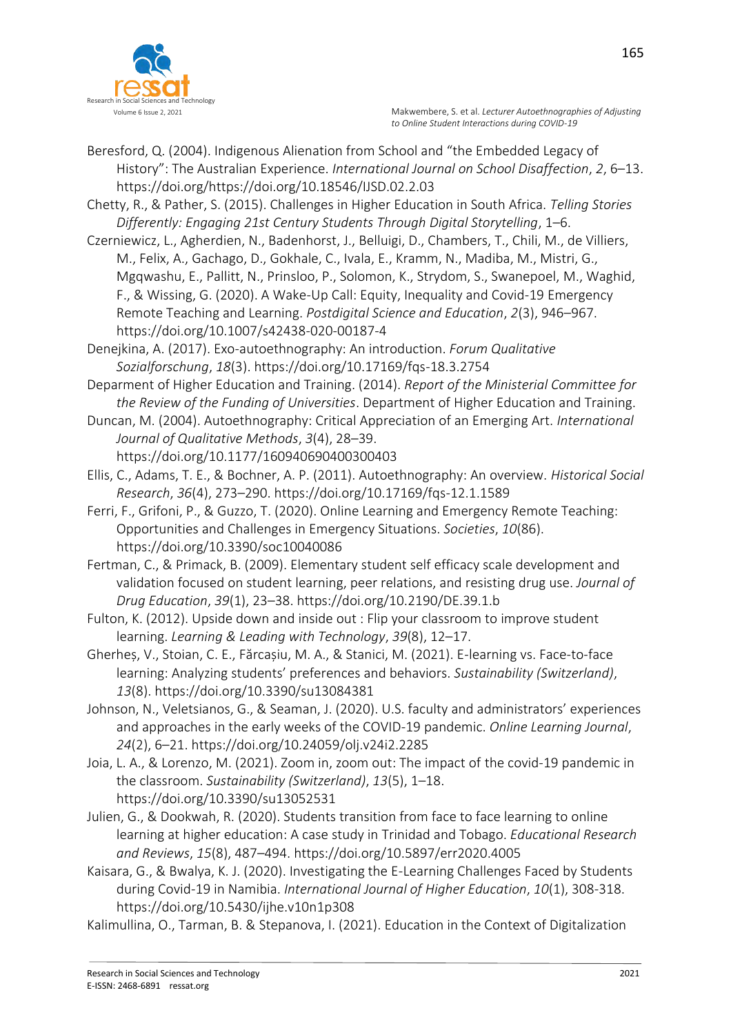Beresford, Q. (2004). Indigenous Alienation from School and "the Embedded Legacy of History": The Australian Experience. *International Journal on School Disaffection*, *2*, 6–13. https://doi.org/https://doi.org/10.18546/IJSD.02.2.03

Chetty, R., & Pather, S. (2015). Challenges in Higher Education in South Africa. *Telling Stories Differently: Engaging 21st Century Students Through Digital Storytelling*, 1–6.

Czerniewicz, L., Agherdien, N., Badenhorst, J., Belluigi, D., Chambers, T., Chili, M., de Villiers, M., Felix, A., Gachago, D., Gokhale, C., Ivala, E., Kramm, N., Madiba, M., Mistri, G., Mgqwashu, E., Pallitt, N., Prinsloo, P., Solomon, K., Strydom, S., Swanepoel, M., Waghid, F., & Wissing, G. (2020). A Wake-Up Call: Equity, Inequality and Covid-19 Emergency Remote Teaching and Learning. *Postdigital Science and Education*, *2*(3), 946–967. https://doi.org/10.1007/s42438-020-00187-4

Denejkina, A. (2017). Exo-autoethnography: An introduction. *Forum Qualitative Sozialforschung*, *18*(3). https://doi.org/10.17169/fqs-18.3.2754

Deparment of Higher Education and Training. (2014). *Report of the Ministerial Committee for the Review of the Funding of Universities*. Department of Higher Education and Training.

Duncan, M. (2004). Autoethnography: Critical Appreciation of an Emerging Art. *International Journal of Qualitative Methods*, *3*(4), 28–39. https://doi.org/10.1177/160940690400300403

Ellis, C., Adams, T. E., & Bochner, A. P. (2011). Autoethnography: An overview. *Historical Social Research*, *36*(4), 273–290. https://doi.org/10.17169/fqs-12.1.1589

Ferri, F., Grifoni, P., & Guzzo, T. (2020). Online Learning and Emergency Remote Teaching: Opportunities and Challenges in Emergency Situations. *Societies*, *10*(86). https://doi.org/10.3390/soc10040086

Fertman, C., & Primack, B. (2009). Elementary student self efficacy scale development and validation focused on student learning, peer relations, and resisting drug use. *Journal of Drug Education*, *39*(1), 23–38. https://doi.org/10.2190/DE.39.1.b

Fulton, K. (2012). Upside down and inside out : Flip your classroom to improve student learning. *Learning & Leading with Technology*, *39*(8), 12–17.

Gherheș, V., Stoian, C. E., Fărcașiu, M. A., & Stanici, M. (2021). E-learning vs. Face-to-face learning: Analyzing students' preferences and behaviors. *Sustainability (Switzerland)*, *13*(8). https://doi.org/10.3390/su13084381

Johnson, N., Veletsianos, G., & Seaman, J. (2020). U.S. faculty and administrators' experiences and approaches in the early weeks of the COVID-19 pandemic. *Online Learning Journal*, *24*(2), 6–21. https://doi.org/10.24059/olj.v24i2.2285

Joia, L. A., & Lorenzo, M. (2021). Zoom in, zoom out: The impact of the covid-19 pandemic in the classroom. *Sustainability (Switzerland)*, *13*(5), 1–18. https://doi.org/10.3390/su13052531

Julien, G., & Dookwah, R. (2020). Students transition from face to face learning to online learning at higher education: A case study in Trinidad and Tobago. *Educational Research and Reviews*, *15*(8), 487–494. https://doi.org/10.5897/err2020.4005

Kaisara, G., & Bwalya, K. J. (2020). Investigating the E-Learning Challenges Faced by Students during Covid-19 in Namibia. *International Journal of Higher Education*, *10*(1), 308-318. https://doi.org/10.5430/ijhe.v10n1p308

Kalimullina, O., Tarman, B. & Stepanova, I. (2021). Education in the Context of Digitalization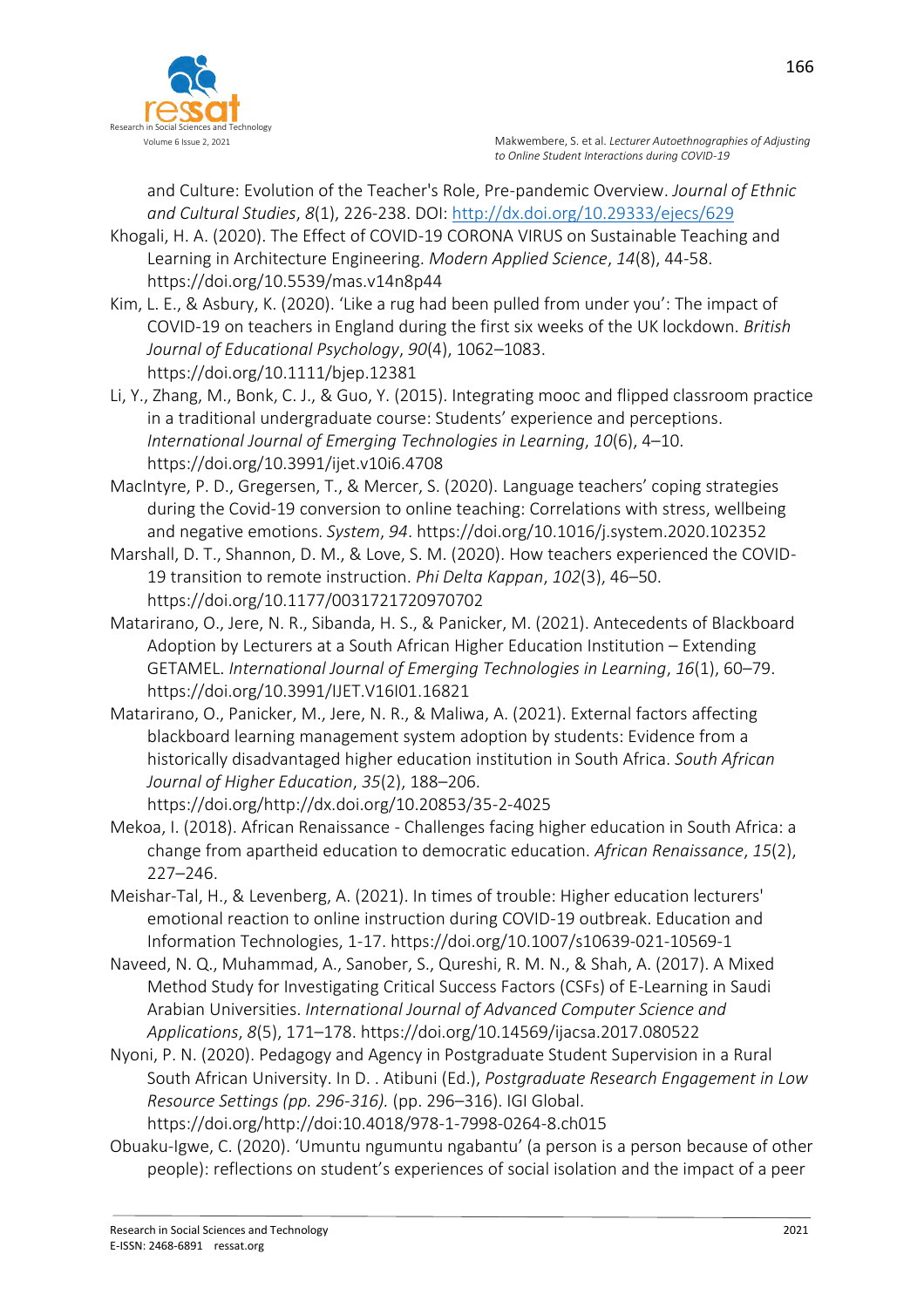and Culture: Evolution of the Teacher's Role, Pre-pandemic Overview. *Journal of Ethnic and Cultural Studies*, *8*(1), 226-238. DOI: http://dx.doi.org/10.29333/ejecs/629

Khogali, H. A. (2020). The Effect of COVID-19 CORONA VIRUS on Sustainable Teaching and Learning in Architecture Engineering. *Modern Applied Science*, *14*(8), 44-58. https://doi.org/10.5539/mas.v14n8p44

Kim, L. E., & Asbury, K. (2020). 'Like a rug had been pulled from under you': The impact of COVID-19 on teachers in England during the first six weeks of the UK lockdown. *British Journal of Educational Psychology*, *90*(4), 1062–1083. https://doi.org/10.1111/bjep.12381

Li, Y., Zhang, M., Bonk, C. J., & Guo, Y. (2015). Integrating mooc and flipped classroom practice in a traditional undergraduate course: Students' experience and perceptions. *International Journal of Emerging Technologies in Learning*, *10*(6), 4–10. https://doi.org/10.3991/ijet.v10i6.4708

MacIntyre, P. D., Gregersen, T., & Mercer, S. (2020). Language teachers' coping strategies during the Covid-19 conversion to online teaching: Correlations with stress, wellbeing and negative emotions. *System*, *94*. https://doi.org/10.1016/j.system.2020.102352

Marshall, D. T., Shannon, D. M., & Love, S. M. (2020). How teachers experienced the COVID-19 transition to remote instruction. *Phi Delta Kappan*, *102*(3), 46–50. https://doi.org/10.1177/0031721720970702

Matarirano, O., Jere, N. R., Sibanda, H. S., & Panicker, M. (2021). Antecedents of Blackboard Adoption by Lecturers at a South African Higher Education Institution – Extending GETAMEL. *International Journal of Emerging Technologies in Learning*, *16*(1), 60–79. https://doi.org/10.3991/IJET.V16I01.16821

Matarirano, O., Panicker, M., Jere, N. R., & Maliwa, A. (2021). External factors affecting blackboard learning management system adoption by students: Evidence from a historically disadvantaged higher education institution in South Africa. *South African Journal of Higher Education*, *35*(2), 188–206. https://doi.org/http://dx.doi.org/10.20853/35-2-4025

Mekoa, I. (2018). African Renaissance - Challenges facing higher education in South Africa: a change from apartheid education to democratic education. *African Renaissance*, *15*(2), 227–246.

Meishar-Tal, H., & Levenberg, A. (2021). In times of trouble: Higher education lecturers' emotional reaction to online instruction during COVID-19 outbreak. Education and Information Technologies, 1-17. https://doi.org/10.1007/s10639-021-10569-1

Naveed, N. Q., Muhammad, A., Sanober, S., Qureshi, R. M. N., & Shah, A. (2017). A Mixed Method Study for Investigating Critical Success Factors (CSFs) of E-Learning in Saudi Arabian Universities. *International Journal of Advanced Computer Science and Applications*, *8*(5), 171–178. https://doi.org/10.14569/ijacsa.2017.080522

Nyoni, P. N. (2020). Pedagogy and Agency in Postgraduate Student Supervision in a Rural South African University. In D. . Atibuni (Ed.), *Postgraduate Research Engagement in Low Resource Settings (pp. 296-316).* (pp. 296–316). IGI Global. https://doi.org/http://doi:10.4018/978-1-7998-0264-8.ch015

Obuaku-Igwe, C. (2020). 'Umuntu ngumuntu ngabantu' (a person is a person because of other people): reflections on student's experiences of social isolation and the impact of a peer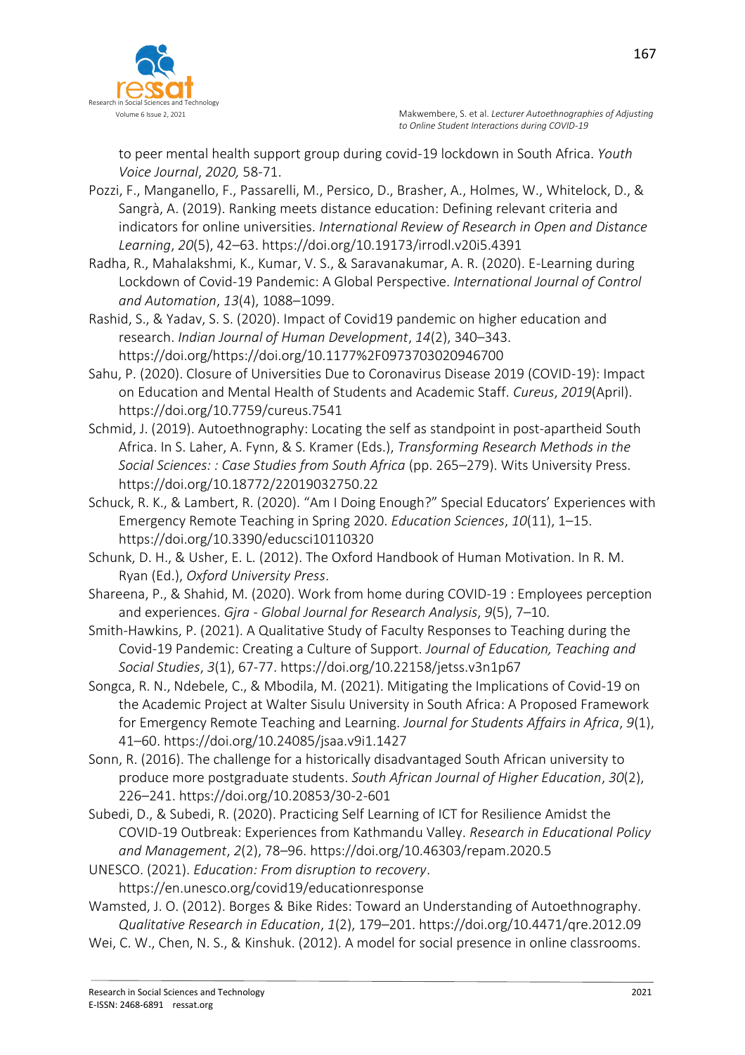to peer mental health support group during covid-19 lockdown in South Africa. *Youth Voice Journal*, *2020,* 58-71.

Pozzi, F., Manganello, F., Passarelli, M., Persico, D., Brasher, A., Holmes, W., Whitelock, D., & Sangrà, A. (2019). Ranking meets distance education: Defining relevant criteria and indicators for online universities. *International Review of Research in Open and Distance Learning*, *20*(5), 42–63. https://doi.org/10.19173/irrodl.v20i5.4391

Radha, R., Mahalakshmi, K., Kumar, V. S., & Saravanakumar, A. R. (2020). E-Learning during Lockdown of Covid-19 Pandemic: A Global Perspective. *International Journal of Control and Automation*, *13*(4), 1088–1099.

Rashid, S., & Yadav, S. S. (2020). Impact of Covid19 pandemic on higher education and research. *Indian Journal of Human Development*, *14*(2), 340–343. https://doi.org/https://doi.org/10.1177%2F0973703020946700

Sahu, P. (2020). Closure of Universities Due to Coronavirus Disease 2019 (COVID-19): Impact on Education and Mental Health of Students and Academic Staff. *Cureus*, *2019*(April). https://doi.org/10.7759/cureus.7541

Schmid, J. (2019). Autoethnography: Locating the self as standpoint in post-apartheid South Africa. In S. Laher, A. Fynn, & S. Kramer (Eds.), *Transforming Research Methods in the Social Sciences: : Case Studies from South Africa* (pp. 265–279). Wits University Press. https://doi.org/10.18772/22019032750.22

Schuck, R. K., & Lambert, R. (2020). "Am I Doing Enough?" Special Educators' Experiences with Emergency Remote Teaching in Spring 2020. *Education Sciences*, *10*(11), 1–15. https://doi.org/10.3390/educsci10110320

Schunk, D. H., & Usher, E. L. (2012). The Oxford Handbook of Human Motivation. In R. M. Ryan (Ed.), *Oxford University Press*.

Shareena, P., & Shahid, M. (2020). Work from home during COVID-19 : Employees perception and experiences. *Gjra - Global Journal for Research Analysis*, *9*(5), 7–10.

Smith-Hawkins, P. (2021). A Qualitative Study of Faculty Responses to Teaching during the Covid-19 Pandemic: Creating a Culture of Support. *Journal of Education, Teaching and Social Studies*, *3*(1), 67-77. https://doi.org/10.22158/jetss.v3n1p67

Songca, R. N., Ndebele, C., & Mbodila, M. (2021). Mitigating the Implications of Covid-19 on the Academic Project at Walter Sisulu University in South Africa: A Proposed Framework for Emergency Remote Teaching and Learning. *Journal for Students Affairs in Africa*, *9*(1), 41–60. https://doi.org/10.24085/jsaa.v9i1.1427

Sonn, R. (2016). The challenge for a historically disadvantaged South African university to produce more postgraduate students. *South African Journal of Higher Education*, *30*(2), 226–241. https://doi.org/10.20853/30-2-601

Subedi, D., & Subedi, R. (2020). Practicing Self Learning of ICT for Resilience Amidst the COVID-19 Outbreak: Experiences from Kathmandu Valley. *Research in Educational Policy and Management*, *2*(2), 78–96. https://doi.org/10.46303/repam.2020.5

UNESCO. (2021). *Education: From disruption to recovery*. https://en.unesco.org/covid19/educationresponse

Wamsted, J. O. (2012). Borges & Bike Rides: Toward an Understanding of Autoethnography. *Qualitative Research in Education*, *1*(2), 179–201. https://doi.org/10.4471/qre.2012.09

Wei, C. W., Chen, N. S., & Kinshuk. (2012). A model for social presence in online classrooms.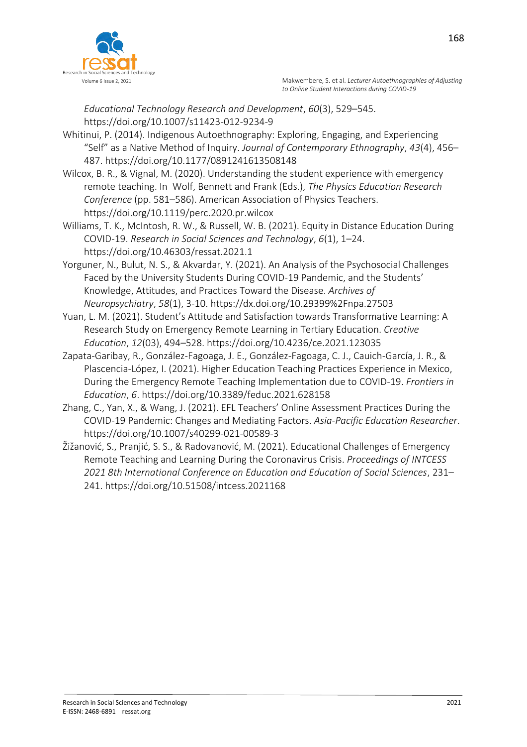*Educational Technology Research and Development*, *60*(3), 529–545. https://doi.org/10.1007/s11423-012-9234-9

Whitinui, P. (2014). Indigenous Autoethnography: Exploring, Engaging, and Experiencing "Self" as a Native Method of Inquiry. *Journal of Contemporary Ethnography*, *43*(4), 456–487. https://doi.org/10.1177/0891241613508148

Wilcox, B. R., & Vignal, M. (2020). Understanding the student experience with emergency remote teaching. In Wolf, Bennett and Frank (Eds.), *The Physics Education Research Conference* (pp. 581–586). American Association of Physics Teachers. https://doi.org/10.1119/perc.2020.pr.wilcox

Williams, T. K., McIntosh, R. W., & Russell, W. B. (2021). Equity in Distance Education During COVID-19. *Research in Social Sciences and Technology*, *6*(1), 1–24. https://doi.org/10.46303/ressat.2021.1

Yorguner, N., Bulut, N. S., & Akvardar, Y. (2021). An Analysis of the Psychosocial Challenges Faced by the University Students During COVID-19 Pandemic, and the Students' Knowledge, Attitudes, and Practices Toward the Disease. *Archives of Neuropsychiatry*, *58*(1), 3-10. https://dx.doi.org/10.29399%2Fnpa.27503

Yuan, L. M. (2021). Student's Attitude and Satisfaction towards Transformative Learning: A Research Study on Emergency Remote Learning in Tertiary Education. *Creative Education*, *12*(03), 494–528. https://doi.org/10.4236/ce.2021.123035

Zapata-Garibay, R., González-Fagoaga, J. E., González-Fagoaga, C. J., Cauich-García, J. R., & Plascencia-López, I. (2021). Higher Education Teaching Practices Experience in Mexico, During the Emergency Remote Teaching Implementation due to COVID-19. *Frontiers in Education*, *6*. https://doi.org/10.3389/feduc.2021.628158

Zhang, C., Yan, X., & Wang, J. (2021). EFL Teachers' Online Assessment Practices During the COVID-19 Pandemic: Changes and Mediating Factors. *Asia-Pacific Education Researcher*. https://doi.org/10.1007/s40299-021-00589-3

Žižanović, S., Pranjić, S. S., & Radovanović, M. (2021). Educational Challenges of Emergency Remote Teaching and Learning During the Coronavirus Crisis. *Proceedings of INTCESS 2021 8th International Conference on Education and Education of Social Sciences*, 231–241. https://doi.org/10.51508/intcess.2021168